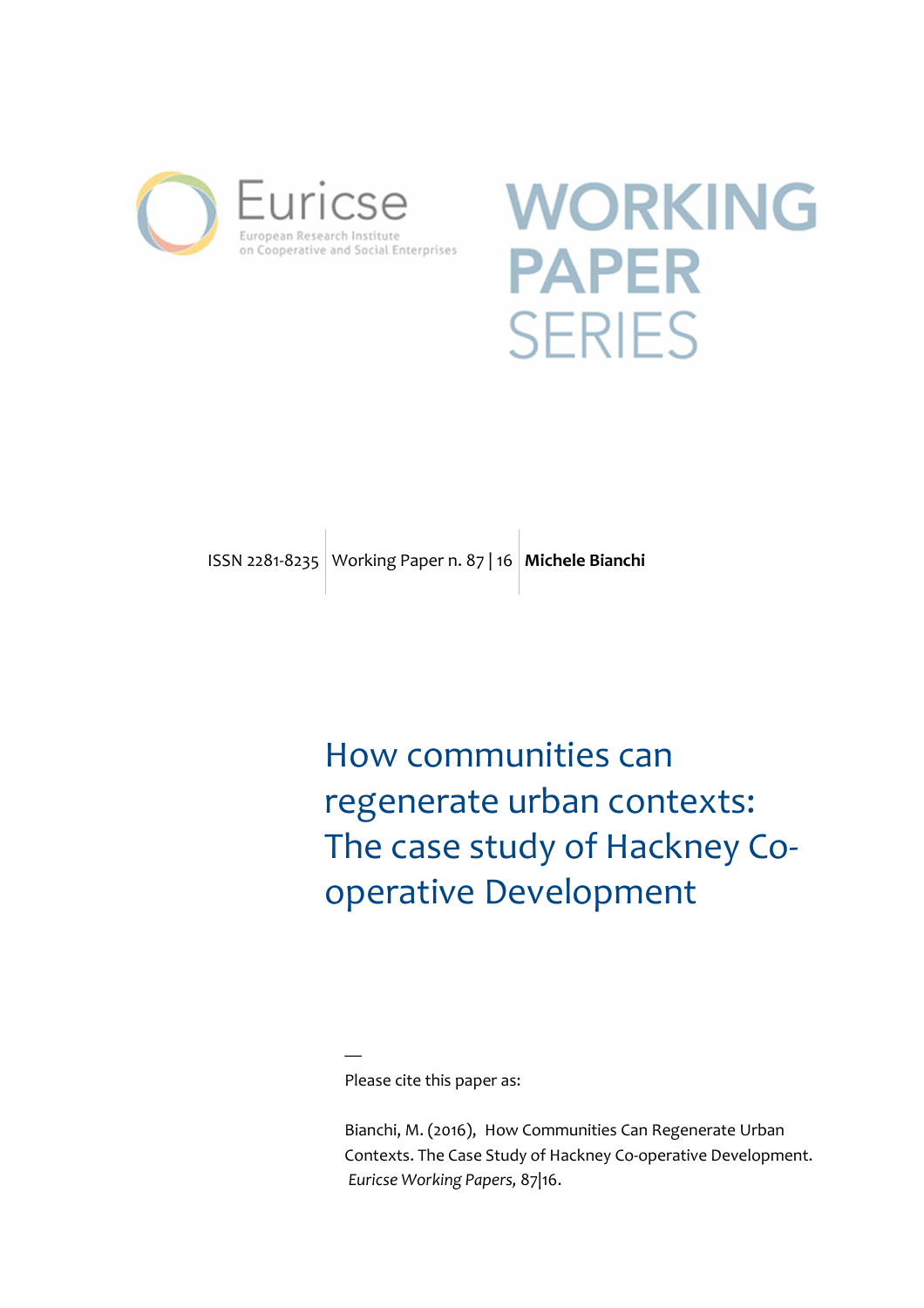Euricse

European Research Institute on Cooperative and Social Enterprises

WORKING PAPER SERIES

ISSN 2281-8235 | Working Paper n. 87 | 16 | **Michele Bianchi**

# How communities can regenerate urban contexts: The case study of Hackney Co-operative Development

—

Please cite this paper as:

Bianchi, M. (2016), How Communities Can Regenerate Urban Contexts. The Case Study of Hackney Co-operative Development. *Euricse Working Papers*, 87|16.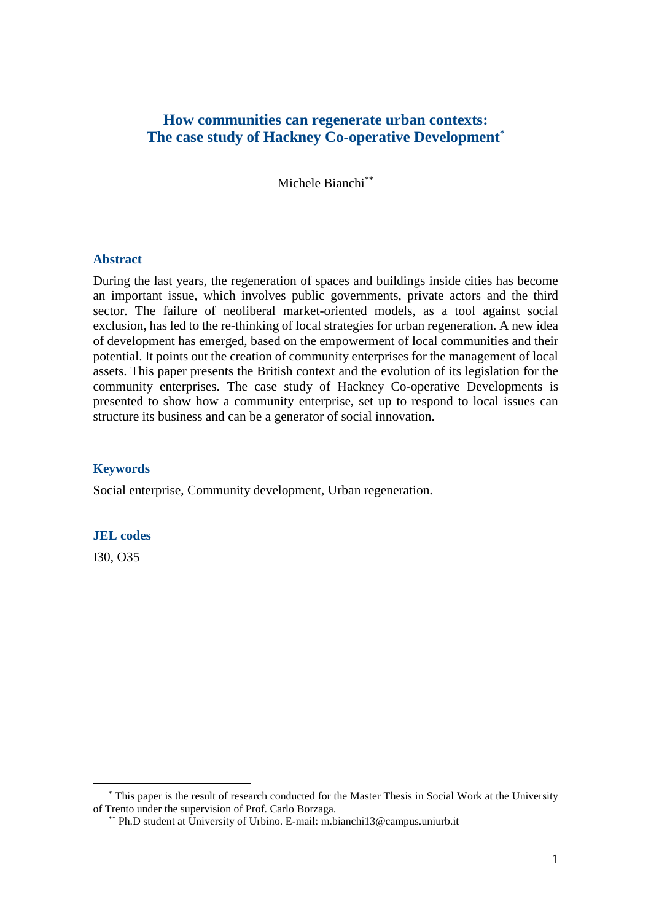# How communities can regenerate urban contexts: The case study of Hackney Co-operative Development[*]

Michele Bianchi[**]

### Abstract

During the last years, the regeneration of spaces and buildings inside cities has become an important issue, which involves public governments, private actors and the third sector. The failure of neoliberal market-oriented models, as a tool against social exclusion, has led to the re-thinking of local strategies for urban regeneration. A new idea of development has emerged, based on the empowerment of local communities and their potential. It points out the creation of community enterprises for the management of local assets. This paper presents the British context and the evolution of its legislation for the community enterprises. The case study of Hackney Co-operative Developments is presented to show how a community enterprise, set up to respond to local issues can structure its business and can be a generator of social innovation.

### Keywords

Social enterprise, Community development, Urban regeneration.

### JEL codes

I30, O35

---

[*] This paper is the result of research conducted for the Master Thesis in Social Work at the University of Trento under the supervision of Prof. Carlo Borzaga.

[**] Ph.D student at University of Urbino. E-mail: m.bianchi13@campus.uniurb.it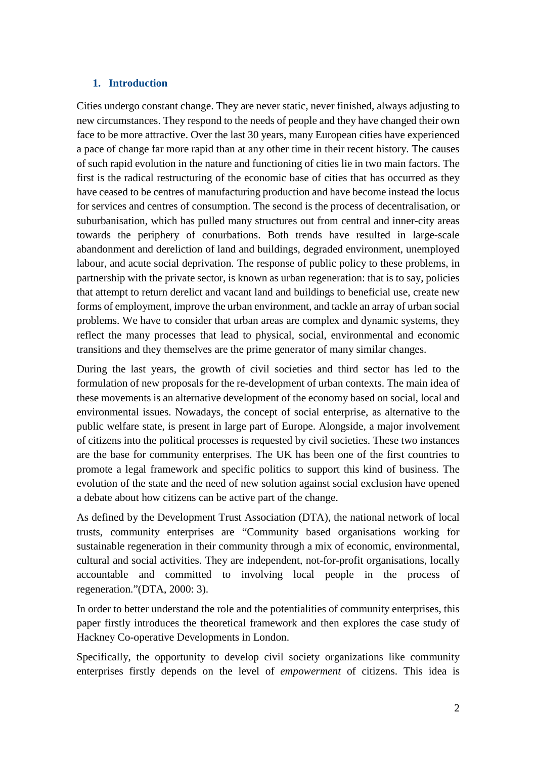## 1. Introduction

Cities undergo constant change. They are never static, never finished, always adjusting to new circumstances. They respond to the needs of people and they have changed their own face to be more attractive. Over the last 30 years, many European cities have experienced a pace of change far more rapid than at any other time in their recent history. The causes of such rapid evolution in the nature and functioning of cities lie in two main factors. The first is the radical restructuring of the economic base of cities that has occurred as they have ceased to be centres of manufacturing production and have become instead the locus for services and centres of consumption. The second is the process of decentralisation, or suburbanisation, which has pulled many structures out from central and inner-city areas towards the periphery of conurbations. Both trends have resulted in large-scale abandonment and dereliction of land and buildings, degraded environment, unemployed labour, and acute social deprivation. The response of public policy to these problems, in partnership with the private sector, is known as urban regeneration: that is to say, policies that attempt to return derelict and vacant land and buildings to beneficial use, create new forms of employment, improve the urban environment, and tackle an array of urban social problems. We have to consider that urban areas are complex and dynamic systems, they reflect the many processes that lead to physical, social, environmental and economic transitions and they themselves are the prime generator of many similar changes.

During the last years, the growth of civil societies and third sector has led to the formulation of new proposals for the re-development of urban contexts. The main idea of these movements is an alternative development of the economy based on social, local and environmental issues. Nowadays, the concept of social enterprise, as alternative to the public welfare state, is present in large part of Europe. Alongside, a major involvement of citizens into the political processes is requested by civil societies. These two instances are the base for community enterprises. The UK has been one of the first countries to promote a legal framework and specific politics to support this kind of business. The evolution of the state and the need of new solution against social exclusion have opened a debate about how citizens can be active part of the change.

As defined by the Development Trust Association (DTA), the national network of local trusts, community enterprises are "Community based organisations working for sustainable regeneration in their community through a mix of economic, environmental, cultural and social activities. They are independent, not-for-profit organisations, locally accountable and committed to involving local people in the process of regeneration."(DTA, 2000: 3).

In order to better understand the role and the potentialities of community enterprises, this paper firstly introduces the theoretical framework and then explores the case study of Hackney Co-operative Developments in London.

Specifically, the opportunity to develop civil society organizations like community enterprises firstly depends on the level of *empowerment* of citizens. This idea is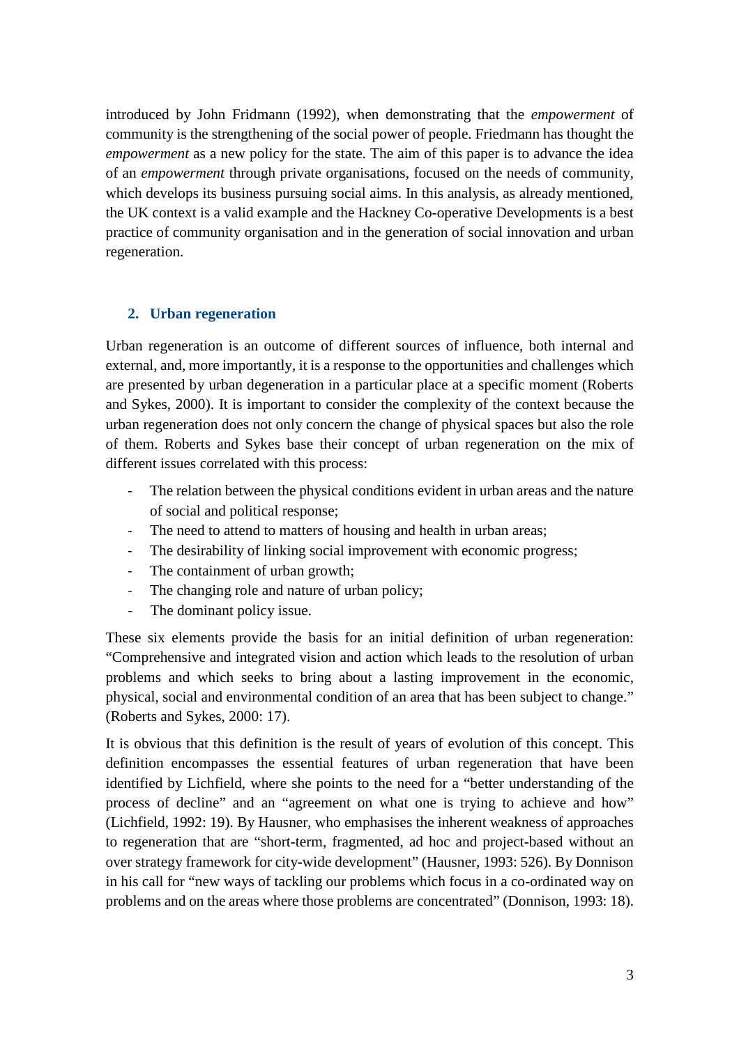introduced by John Fridmann (1992), when demonstrating that the *empowerment* of community is the strengthening of the social power of people. Friedmann has thought the *empowerment* as a new policy for the state. The aim of this paper is to advance the idea of an *empowerment* through private organisations, focused on the needs of community, which develops its business pursuing social aims. In this analysis, as already mentioned, the UK context is a valid example and the Hackney Co-operative Developments is a best practice of community organisation and in the generation of social innovation and urban regeneration.

## 2. Urban regeneration

Urban regeneration is an outcome of different sources of influence, both internal and external, and, more importantly, it is a response to the opportunities and challenges which are presented by urban degeneration in a particular place at a specific moment (Roberts and Sykes, 2000). It is important to consider the complexity of the context because the urban regeneration does not only concern the change of physical spaces but also the role of them. Roberts and Sykes base their concept of urban regeneration on the mix of different issues correlated with this process:

- The relation between the physical conditions evident in urban areas and the nature of social and political response;
- The need to attend to matters of housing and health in urban areas;
- The desirability of linking social improvement with economic progress;
- The containment of urban growth;
- The changing role and nature of urban policy;
- The dominant policy issue.

These six elements provide the basis for an initial definition of urban regeneration: "Comprehensive and integrated vision and action which leads to the resolution of urban problems and which seeks to bring about a lasting improvement in the economic, physical, social and environmental condition of an area that has been subject to change." (Roberts and Sykes, 2000: 17).

It is obvious that this definition is the result of years of evolution of this concept. This definition encompasses the essential features of urban regeneration that have been identified by Lichfield, where she points to the need for a "better understanding of the process of decline" and an "agreement on what one is trying to achieve and how" (Lichfield, 1992: 19). By Hausner, who emphasises the inherent weakness of approaches to regeneration that are "short-term, fragmented, ad hoc and project-based without an over strategy framework for city-wide development" (Hausner, 1993: 526). By Donnison in his call for "new ways of tackling our problems which focus in a co-ordinated way on problems and on the areas where those problems are concentrated" (Donnison, 1993: 18).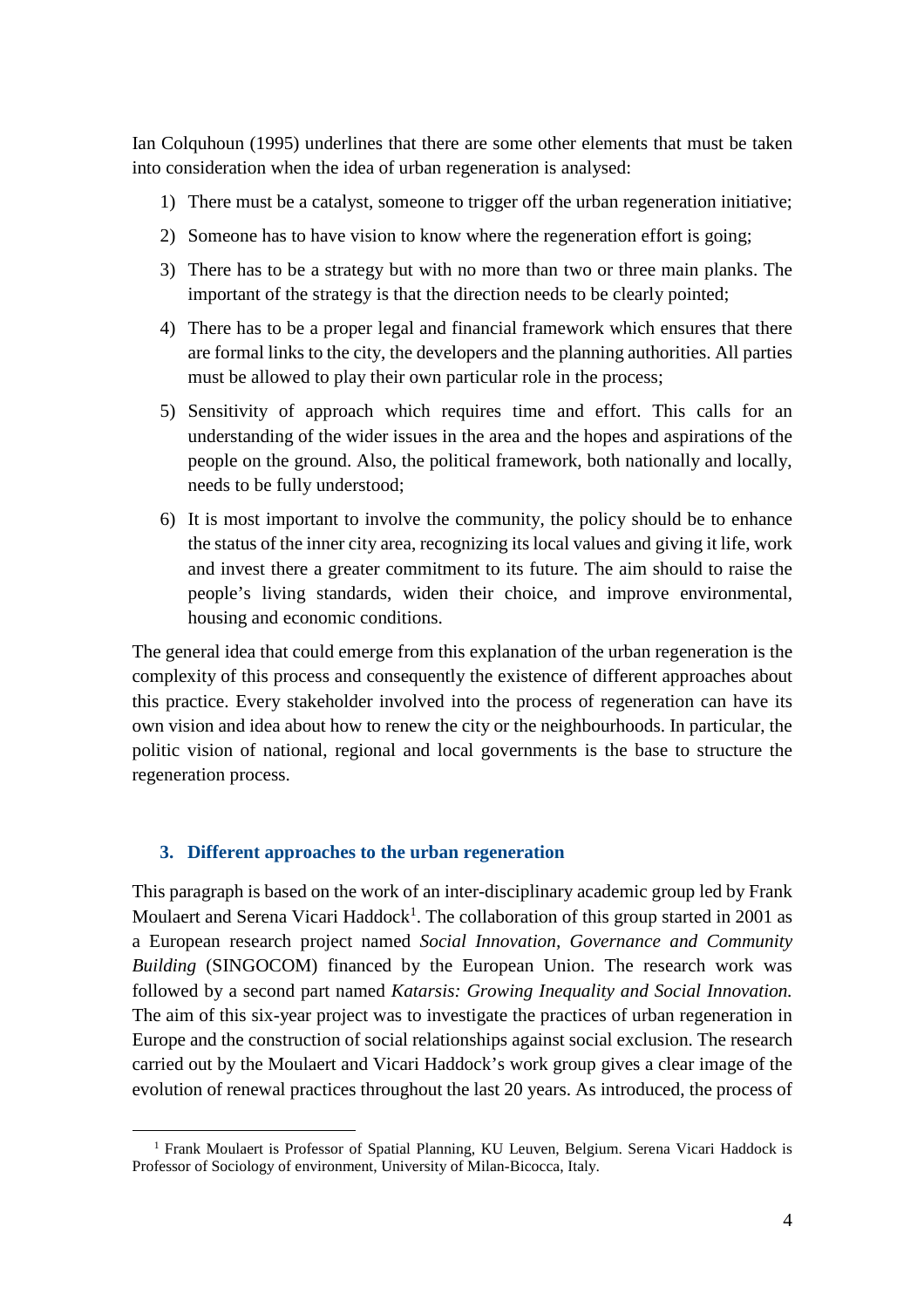Ian Colquhoun (1995) underlines that there are some other elements that must be taken into consideration when the idea of urban regeneration is analysed:

1) There must be a catalyst, someone to trigger off the urban regeneration initiative;
2) Someone has to have vision to know where the regeneration effort is going;
3) There has to be a strategy but with no more than two or three main planks. The important of the strategy is that the direction needs to be clearly pointed;
4) There has to be a proper legal and financial framework which ensures that there are formal links to the city, the developers and the planning authorities. All parties must be allowed to play their own particular role in the process;
5) Sensitivity of approach which requires time and effort. This calls for an understanding of the wider issues in the area and the hopes and aspirations of the people on the ground. Also, the political framework, both nationally and locally, needs to be fully understood;
6) It is most important to involve the community, the policy should be to enhance the status of the inner city area, recognizing its local values and giving it life, work and invest there a greater commitment to its future. The aim should to raise the people's living standards, widen their choice, and improve environmental, housing and economic conditions.

The general idea that could emerge from this explanation of the urban regeneration is the complexity of this process and consequently the existence of different approaches about this practice. Every stakeholder involved into the process of regeneration can have its own vision and idea about how to renew the city or the neighbourhoods. In particular, the politic vision of national, regional and local governments is the base to structure the regeneration process.

## 3. Different approaches to the urban regeneration

This paragraph is based on the work of an inter-disciplinary academic group led by Frank Moulaert and Serena Vicari Haddock[1]. The collaboration of this group started in 2001 as a European research project named *Social Innovation, Governance and Community Building* (SINGOCOM) financed by the European Union. The research work was followed by a second part named *Katarsis: Growing Inequality and Social Innovation.* The aim of this six-year project was to investigate the practices of urban regeneration in Europe and the construction of social relationships against social exclusion. The research carried out by the Moulaert and Vicari Haddock's work group gives a clear image of the evolution of renewal practices throughout the last 20 years. As introduced, the process of

[1] Frank Moulaert is Professor of Spatial Planning, KU Leuven, Belgium. Serena Vicari Haddock is Professor of Sociology of environment, University of Milan-Bicocca, Italy.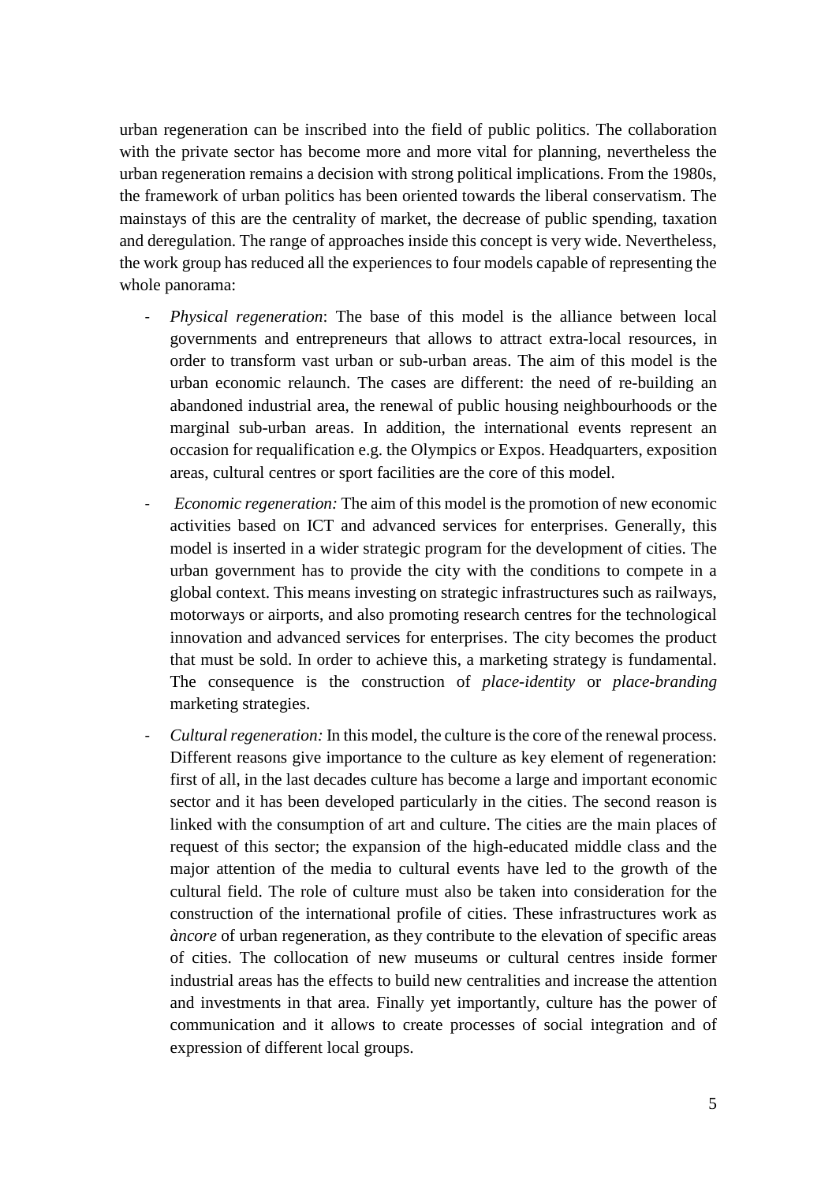urban regeneration can be inscribed into the field of public politics. The collaboration with the private sector has become more and more vital for planning, nevertheless the urban regeneration remains a decision with strong political implications. From the 1980s, the framework of urban politics has been oriented towards the liberal conservatism. The mainstays of this are the centrality of market, the decrease of public spending, taxation and deregulation. The range of approaches inside this concept is very wide. Nevertheless, the work group has reduced all the experiences to four models capable of representing the whole panorama:

- *Physical regeneration*: The base of this model is the alliance between local governments and entrepreneurs that allows to attract extra-local resources, in order to transform vast urban or sub-urban areas. The aim of this model is the urban economic relaunch. The cases are different: the need of re-building an abandoned industrial area, the renewal of public housing neighbourhoods or the marginal sub-urban areas. In addition, the international events represent an occasion for requalification e.g. the Olympics or Expos. Headquarters, exposition areas, cultural centres or sport facilities are the core of this model.
- *Economic regeneration:* The aim of this model is the promotion of new economic activities based on ICT and advanced services for enterprises. Generally, this model is inserted in a wider strategic program for the development of cities. The urban government has to provide the city with the conditions to compete in a global context. This means investing on strategic infrastructures such as railways, motorways or airports, and also promoting research centres for the technological innovation and advanced services for enterprises. The city becomes the product that must be sold. In order to achieve this, a marketing strategy is fundamental. The consequence is the construction of *place-identity* or *place-branding* marketing strategies.
- *Cultural regeneration:* In this model, the culture is the core of the renewal process. Different reasons give importance to the culture as key element of regeneration: first of all, in the last decades culture has become a large and important economic sector and it has been developed particularly in the cities. The second reason is linked with the consumption of art and culture. The cities are the main places of request of this sector; the expansion of the high-educated middle class and the major attention of the media to cultural events have led to the growth of the cultural field. The role of culture must also be taken into consideration for the construction of the international profile of cities. These infrastructures work as *àncore* of urban regeneration, as they contribute to the elevation of specific areas of cities. The collocation of new museums or cultural centres inside former industrial areas has the effects to build new centralities and increase the attention and investments in that area. Finally yet importantly, culture has the power of communication and it allows to create processes of social integration and of expression of different local groups.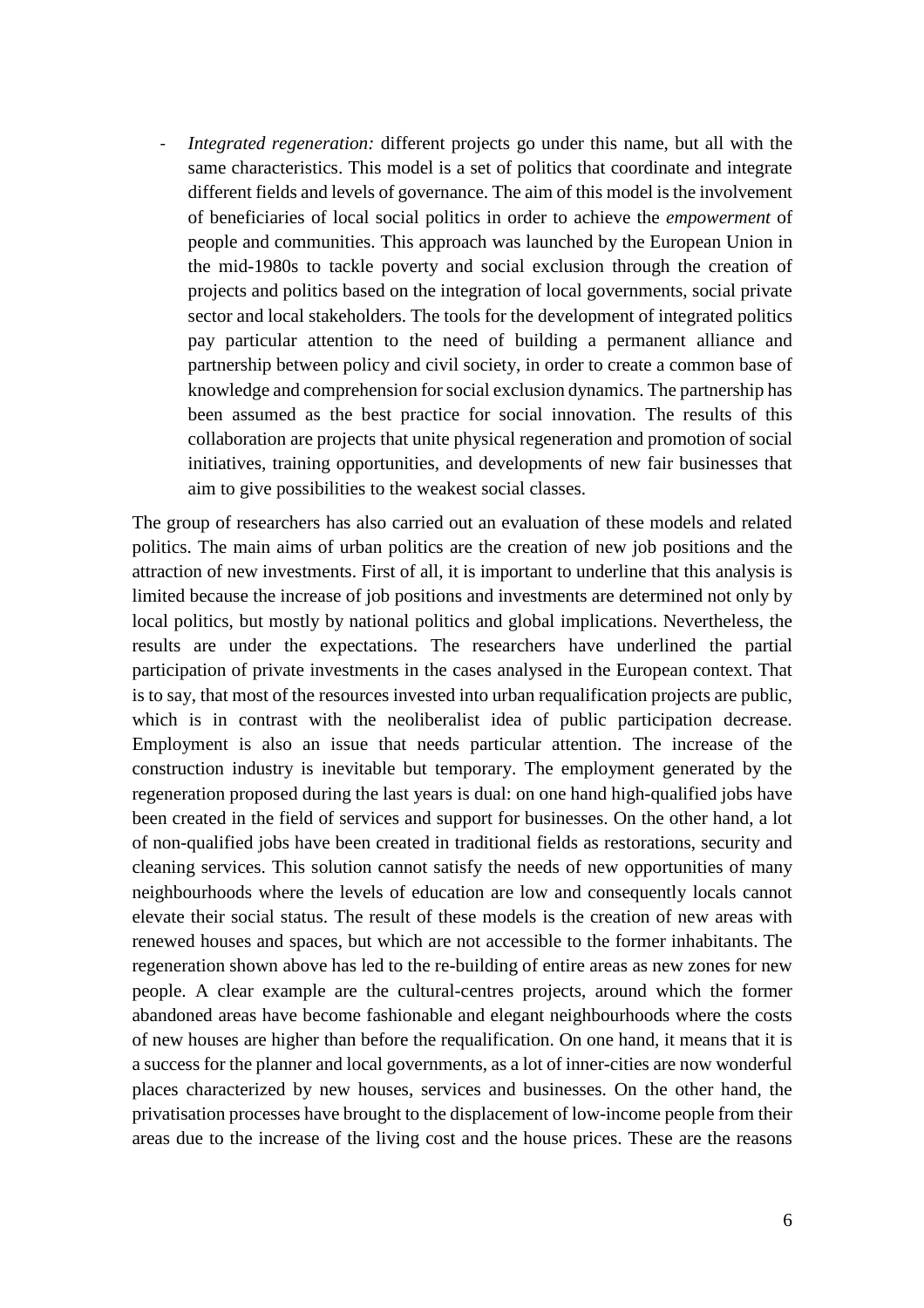- *Integrated regeneration:* different projects go under this name, but all with the same characteristics. This model is a set of politics that coordinate and integrate different fields and levels of governance. The aim of this model is the involvement of beneficiaries of local social politics in order to achieve the *empowerment* of people and communities. This approach was launched by the European Union in the mid-1980s to tackle poverty and social exclusion through the creation of projects and politics based on the integration of local governments, social private sector and local stakeholders. The tools for the development of integrated politics pay particular attention to the need of building a permanent alliance and partnership between policy and civil society, in order to create a common base of knowledge and comprehension for social exclusion dynamics. The partnership has been assumed as the best practice for social innovation. The results of this collaboration are projects that unite physical regeneration and promotion of social initiatives, training opportunities, and developments of new fair businesses that aim to give possibilities to the weakest social classes.

The group of researchers has also carried out an evaluation of these models and related politics. The main aims of urban politics are the creation of new job positions and the attraction of new investments. First of all, it is important to underline that this analysis is limited because the increase of job positions and investments are determined not only by local politics, but mostly by national politics and global implications. Nevertheless, the results are under the expectations. The researchers have underlined the partial participation of private investments in the cases analysed in the European context. That is to say, that most of the resources invested into urban requalification projects are public, which is in contrast with the neoliberalist idea of public participation decrease. Employment is also an issue that needs particular attention. The increase of the construction industry is inevitable but temporary. The employment generated by the regeneration proposed during the last years is dual: on one hand high-qualified jobs have been created in the field of services and support for businesses. On the other hand, a lot of non-qualified jobs have been created in traditional fields as restorations, security and cleaning services. This solution cannot satisfy the needs of new opportunities of many neighbourhoods where the levels of education are low and consequently locals cannot elevate their social status. The result of these models is the creation of new areas with renewed houses and spaces, but which are not accessible to the former inhabitants. The regeneration shown above has led to the re-building of entire areas as new zones for new people. A clear example are the cultural-centres projects, around which the former abandoned areas have become fashionable and elegant neighbourhoods where the costs of new houses are higher than before the requalification. On one hand, it means that it is a success for the planner and local governments, as a lot of inner-cities are now wonderful places characterized by new houses, services and businesses. On the other hand, the privatisation processes have brought to the displacement of low-income people from their areas due to the increase of the living cost and the house prices. These are the reasons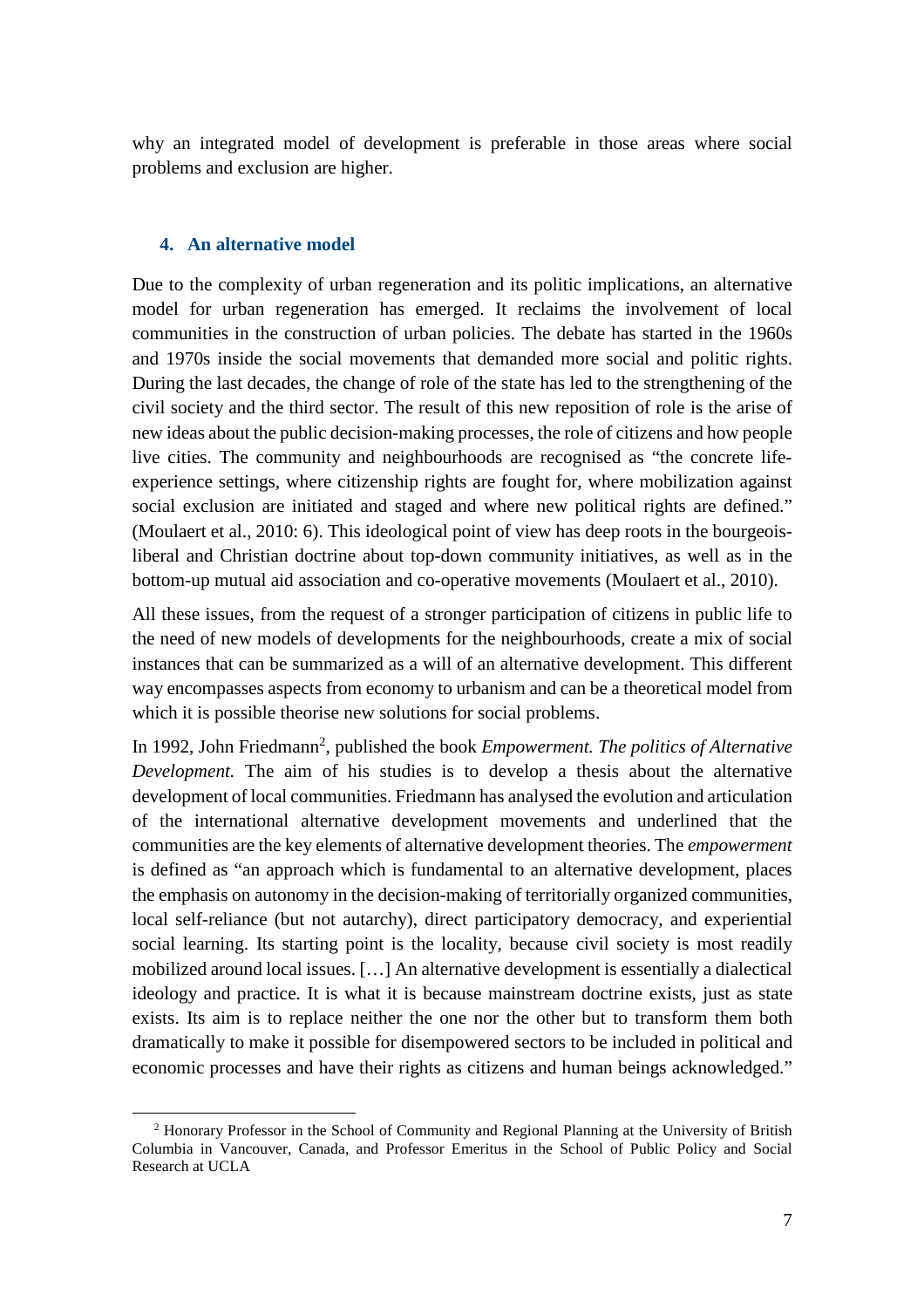why an integrated model of development is preferable in those areas where social problems and exclusion are higher.

## 4. An alternative model

Due to the complexity of urban regeneration and its politic implications, an alternative model for urban regeneration has emerged. It reclaims the involvement of local communities in the construction of urban policies. The debate has started in the 1960s and 1970s inside the social movements that demanded more social and politic rights. During the last decades, the change of role of the state has led to the strengthening of the civil society and the third sector. The result of this new reposition of role is the arise of new ideas about the public decision-making processes, the role of citizens and how people live cities. The community and neighbourhoods are recognised as "the concrete life-experience settings, where citizenship rights are fought for, where mobilization against social exclusion are initiated and staged and where new political rights are defined." (Moulaert et al., 2010: 6). This ideological point of view has deep roots in the bourgeois-liberal and Christian doctrine about top-down community initiatives, as well as in the bottom-up mutual aid association and co-operative movements (Moulaert et al., 2010).

All these issues, from the request of a stronger participation of citizens in public life to the need of new models of developments for the neighbourhoods, create a mix of social instances that can be summarized as a will of an alternative development. This different way encompasses aspects from economy to urbanism and can be a theoretical model from which it is possible theorise new solutions for social problems.

In 1992, John Friedmann[2], published the book *Empowerment. The politics of Alternative Development.* The aim of his studies is to develop a thesis about the alternative development of local communities. Friedmann has analysed the evolution and articulation of the international alternative development movements and underlined that the communities are the key elements of alternative development theories. The *empowerment* is defined as "an approach which is fundamental to an alternative development, places the emphasis on autonomy in the decision-making of territorially organized communities, local self-reliance (but not autarchy), direct participatory democracy, and experiential social learning. Its starting point is the locality, because civil society is most readily mobilized around local issues. […] An alternative development is essentially a dialectical ideology and practice. It is what it is because mainstream doctrine exists, just as state exists. Its aim is to replace neither the one nor the other but to transform them both dramatically to make it possible for disempowered sectors to be included in political and economic processes and have their rights as citizens and human beings acknowledged."

[2] Honorary Professor in the School of Community and Regional Planning at the University of British Columbia in Vancouver, Canada, and Professor Emeritus in the School of Public Policy and Social Research at UCLA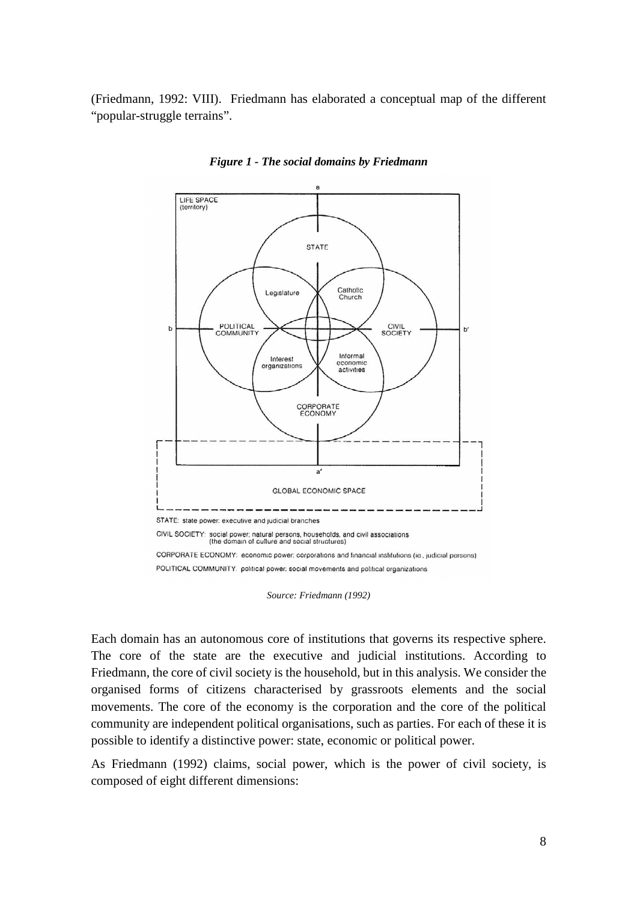(Friedmann, 1992: VIII). Friedmann has elaborated a conceptual map of the different "popular-struggle terrains".

***Figure 1 - The social domains by Friedmann***

STATE: state power; executive and judicial branches

CIVIL SOCIETY: social power; natural persons, households, and civil associations (the domain of culture and social structures)

CORPORATE ECONOMY: economic power; corporations and financial institutions (ie., judicial persons)

POLITICAL COMMUNITY: political power; social movements and political organizations

*Source: Friedmann (1992)*

Each domain has an autonomous core of institutions that governs its respective sphere. The core of the state are the executive and judicial institutions. According to Friedmann, the core of civil society is the household, but in this analysis. We consider the organised forms of citizens characterised by grassroots elements and the social movements. The core of the economy is the corporation and the core of the political community are independent political organisations, such as parties. For each of these it is possible to identify a distinctive power: state, economic or political power.

As Friedmann (1992) claims, social power, which is the power of civil society, is composed of eight different dimensions: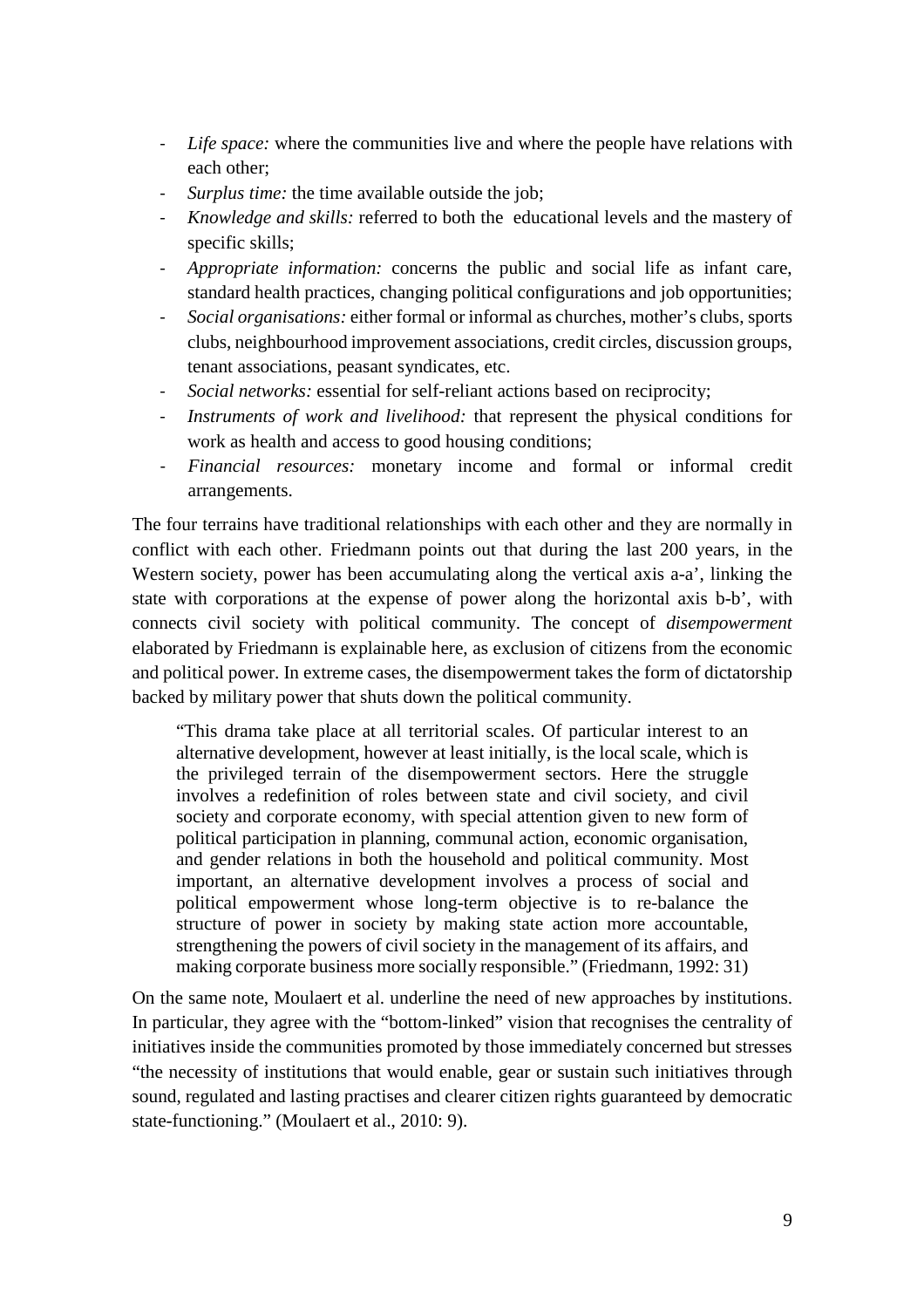- *Life space:* where the communities live and where the people have relations with each other;
- *Surplus time:* the time available outside the job;
- *Knowledge and skills:* referred to both the educational levels and the mastery of specific skills;
- *Appropriate information:* concerns the public and social life as infant care, standard health practices, changing political configurations and job opportunities;
- *Social organisations:* either formal or informal as churches, mother's clubs, sports clubs, neighbourhood improvement associations, credit circles, discussion groups, tenant associations, peasant syndicates, etc.
- *Social networks:* essential for self-reliant actions based on reciprocity;
- *Instruments of work and livelihood:* that represent the physical conditions for work as health and access to good housing conditions;
- *Financial resources:* monetary income and formal or informal credit arrangements.

The four terrains have traditional relationships with each other and they are normally in conflict with each other. Friedmann points out that during the last 200 years, in the Western society, power has been accumulating along the vertical axis a-a', linking the state with corporations at the expense of power along the horizontal axis b-b', with connects civil society with political community. The concept of *disempowerment* elaborated by Friedmann is explainable here, as exclusion of citizens from the economic and political power. In extreme cases, the disempowerment takes the form of dictatorship backed by military power that shuts down the political community.

> "This drama take place at all territorial scales. Of particular interest to an alternative development, however at least initially, is the local scale, which is the privileged terrain of the disempowerment sectors. Here the struggle involves a redefinition of roles between state and civil society, and civil society and corporate economy, with special attention given to new form of political participation in planning, communal action, economic organisation, and gender relations in both the household and political community. Most important, an alternative development involves a process of social and political empowerment whose long-term objective is to re-balance the structure of power in society by making state action more accountable, strengthening the powers of civil society in the management of its affairs, and making corporate business more socially responsible." (Friedmann, 1992: 31)

On the same note, Moulaert et al. underline the need of new approaches by institutions. In particular, they agree with the "bottom-linked" vision that recognises the centrality of initiatives inside the communities promoted by those immediately concerned but stresses "the necessity of institutions that would enable, gear or sustain such initiatives through sound, regulated and lasting practises and clearer citizen rights guaranteed by democratic state-functioning." (Moulaert et al., 2010: 9).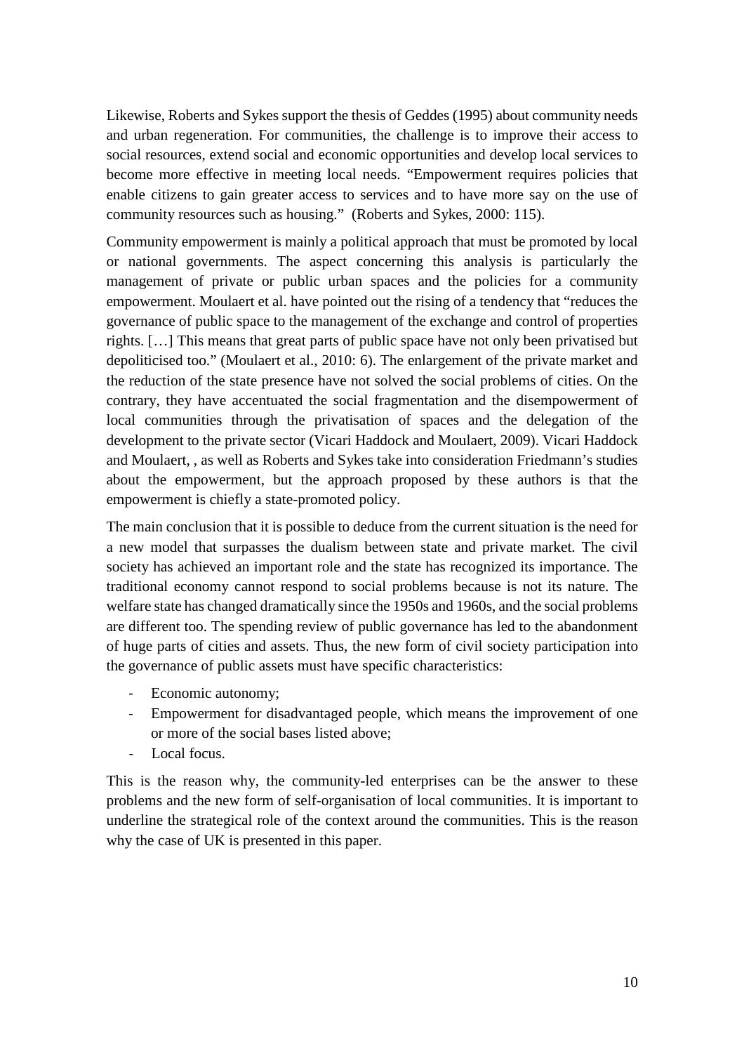Likewise, Roberts and Sykes support the thesis of Geddes (1995) about community needs and urban regeneration. For communities, the challenge is to improve their access to social resources, extend social and economic opportunities and develop local services to become more effective in meeting local needs. "Empowerment requires policies that enable citizens to gain greater access to services and to have more say on the use of community resources such as housing." (Roberts and Sykes, 2000: 115).

Community empowerment is mainly a political approach that must be promoted by local or national governments. The aspect concerning this analysis is particularly the management of private or public urban spaces and the policies for a community empowerment. Moulaert et al. have pointed out the rising of a tendency that "reduces the governance of public space to the management of the exchange and control of properties rights. […] This means that great parts of public space have not only been privatised but depoliticised too." (Moulaert et al., 2010: 6). The enlargement of the private market and the reduction of the state presence have not solved the social problems of cities. On the contrary, they have accentuated the social fragmentation and the disempowerment of local communities through the privatisation of spaces and the delegation of the development to the private sector (Vicari Haddock and Moulaert, 2009). Vicari Haddock and Moulaert, , as well as Roberts and Sykes take into consideration Friedmann's studies about the empowerment, but the approach proposed by these authors is that the empowerment is chiefly a state-promoted policy.

The main conclusion that it is possible to deduce from the current situation is the need for a new model that surpasses the dualism between state and private market. The civil society has achieved an important role and the state has recognized its importance. The traditional economy cannot respond to social problems because is not its nature. The welfare state has changed dramatically since the 1950s and 1960s, and the social problems are different too. The spending review of public governance has led to the abandonment of huge parts of cities and assets. Thus, the new form of civil society participation into the governance of public assets must have specific characteristics:

- Economic autonomy;
- Empowerment for disadvantaged people, which means the improvement of one or more of the social bases listed above;
- Local focus.

This is the reason why, the community-led enterprises can be the answer to these problems and the new form of self-organisation of local communities. It is important to underline the strategical role of the context around the communities. This is the reason why the case of UK is presented in this paper.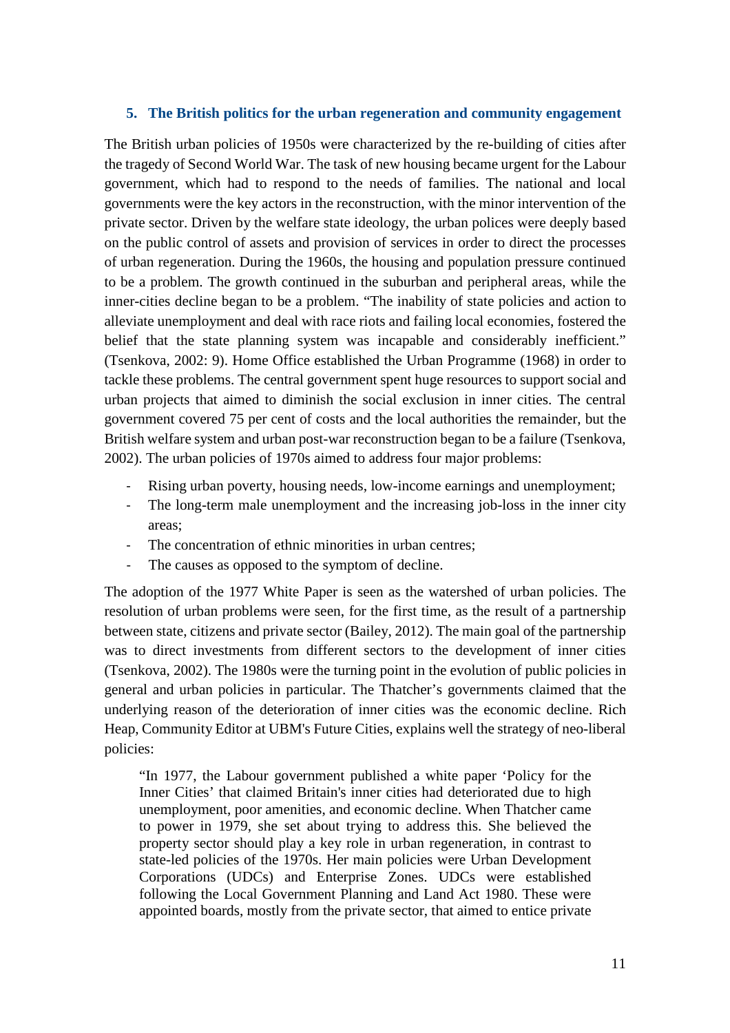## 5. The British politics for the urban regeneration and community engagement

The British urban policies of 1950s were characterized by the re-building of cities after the tragedy of Second World War. The task of new housing became urgent for the Labour government, which had to respond to the needs of families. The national and local governments were the key actors in the reconstruction, with the minor intervention of the private sector. Driven by the welfare state ideology, the urban polices were deeply based on the public control of assets and provision of services in order to direct the processes of urban regeneration. During the 1960s, the housing and population pressure continued to be a problem. The growth continued in the suburban and peripheral areas, while the inner-cities decline began to be a problem. "The inability of state policies and action to alleviate unemployment and deal with race riots and failing local economies, fostered the belief that the state planning system was incapable and considerably inefficient." (Tsenkova, 2002: 9). Home Office established the Urban Programme (1968) in order to tackle these problems. The central government spent huge resources to support social and urban projects that aimed to diminish the social exclusion in inner cities. The central government covered 75 per cent of costs and the local authorities the remainder, but the British welfare system and urban post-war reconstruction began to be a failure (Tsenkova, 2002). The urban policies of 1970s aimed to address four major problems:

- Rising urban poverty, housing needs, low-income earnings and unemployment;
- The long-term male unemployment and the increasing job-loss in the inner city areas;
- The concentration of ethnic minorities in urban centres;
- The causes as opposed to the symptom of decline.

The adoption of the 1977 White Paper is seen as the watershed of urban policies. The resolution of urban problems were seen, for the first time, as the result of a partnership between state, citizens and private sector (Bailey, 2012). The main goal of the partnership was to direct investments from different sectors to the development of inner cities (Tsenkova, 2002). The 1980s were the turning point in the evolution of public policies in general and urban policies in particular. The Thatcher's governments claimed that the underlying reason of the deterioration of inner cities was the economic decline. Rich Heap, Community Editor at UBM's Future Cities, explains well the strategy of neo-liberal policies:

> "In 1977, the Labour government published a white paper 'Policy for the Inner Cities' that claimed Britain's inner cities had deteriorated due to high unemployment, poor amenities, and economic decline. When Thatcher came to power in 1979, she set about trying to address this. She believed the property sector should play a key role in urban regeneration, in contrast to state-led policies of the 1970s. Her main policies were Urban Development Corporations (UDCs) and Enterprise Zones. UDCs were established following the Local Government Planning and Land Act 1980. These were appointed boards, mostly from the private sector, that aimed to entice private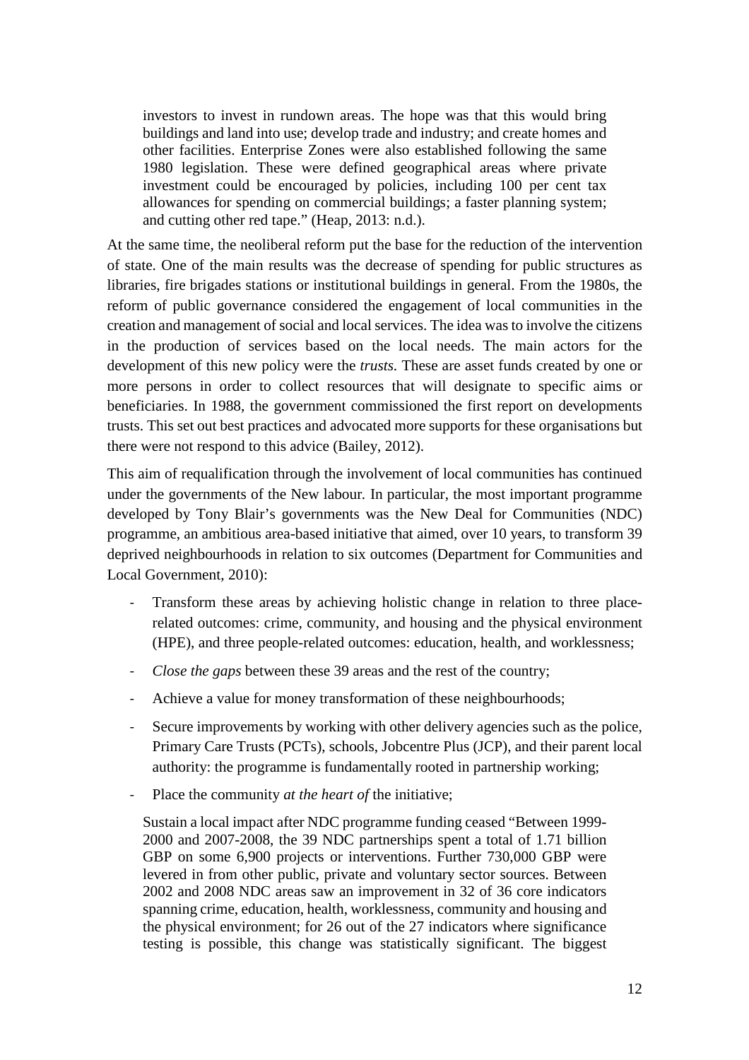> investors to invest in rundown areas. The hope was that this would bring buildings and land into use; develop trade and industry; and create homes and other facilities. Enterprise Zones were also established following the same 1980 legislation. These were defined geographical areas where private investment could be encouraged by policies, including 100 per cent tax allowances for spending on commercial buildings; a faster planning system; and cutting other red tape." (Heap, 2013: n.d.).

At the same time, the neoliberal reform put the base for the reduction of the intervention of state. One of the main results was the decrease of spending for public structures as libraries, fire brigades stations or institutional buildings in general. From the 1980s, the reform of public governance considered the engagement of local communities in the creation and management of social and local services. The idea was to involve the citizens in the production of services based on the local needs. The main actors for the development of this new policy were the *trusts.* These are asset funds created by one or more persons in order to collect resources that will designate to specific aims or beneficiaries. In 1988, the government commissioned the first report on developments trusts. This set out best practices and advocated more supports for these organisations but there were not respond to this advice (Bailey, 2012).

This aim of requalification through the involvement of local communities has continued under the governments of the New labour. In particular, the most important programme developed by Tony Blair's governments was the New Deal for Communities (NDC) programme, an ambitious area-based initiative that aimed, over 10 years, to transform 39 deprived neighbourhoods in relation to six outcomes (Department for Communities and Local Government, 2010):

- Transform these areas by achieving holistic change in relation to three place-related outcomes: crime, community, and housing and the physical environment (HPE), and three people-related outcomes: education, health, and worklessness;
- *Close the gaps* between these 39 areas and the rest of the country;
- Achieve a value for money transformation of these neighbourhoods;
- Secure improvements by working with other delivery agencies such as the police, Primary Care Trusts (PCTs), schools, Jobcentre Plus (JCP), and their parent local authority: the programme is fundamentally rooted in partnership working;
- Place the community *at the heart of* the initiative;

> Sustain a local impact after NDC programme funding ceased "Between 1999-2000 and 2007-2008, the 39 NDC partnerships spent a total of 1.71 billion GBP on some 6,900 projects or interventions. Further 730,000 GBP were levered in from other public, private and voluntary sector sources. Between 2002 and 2008 NDC areas saw an improvement in 32 of 36 core indicators spanning crime, education, health, worklessness, community and housing and the physical environment; for 26 out of the 27 indicators where significance testing is possible, this change was statistically significant. The biggest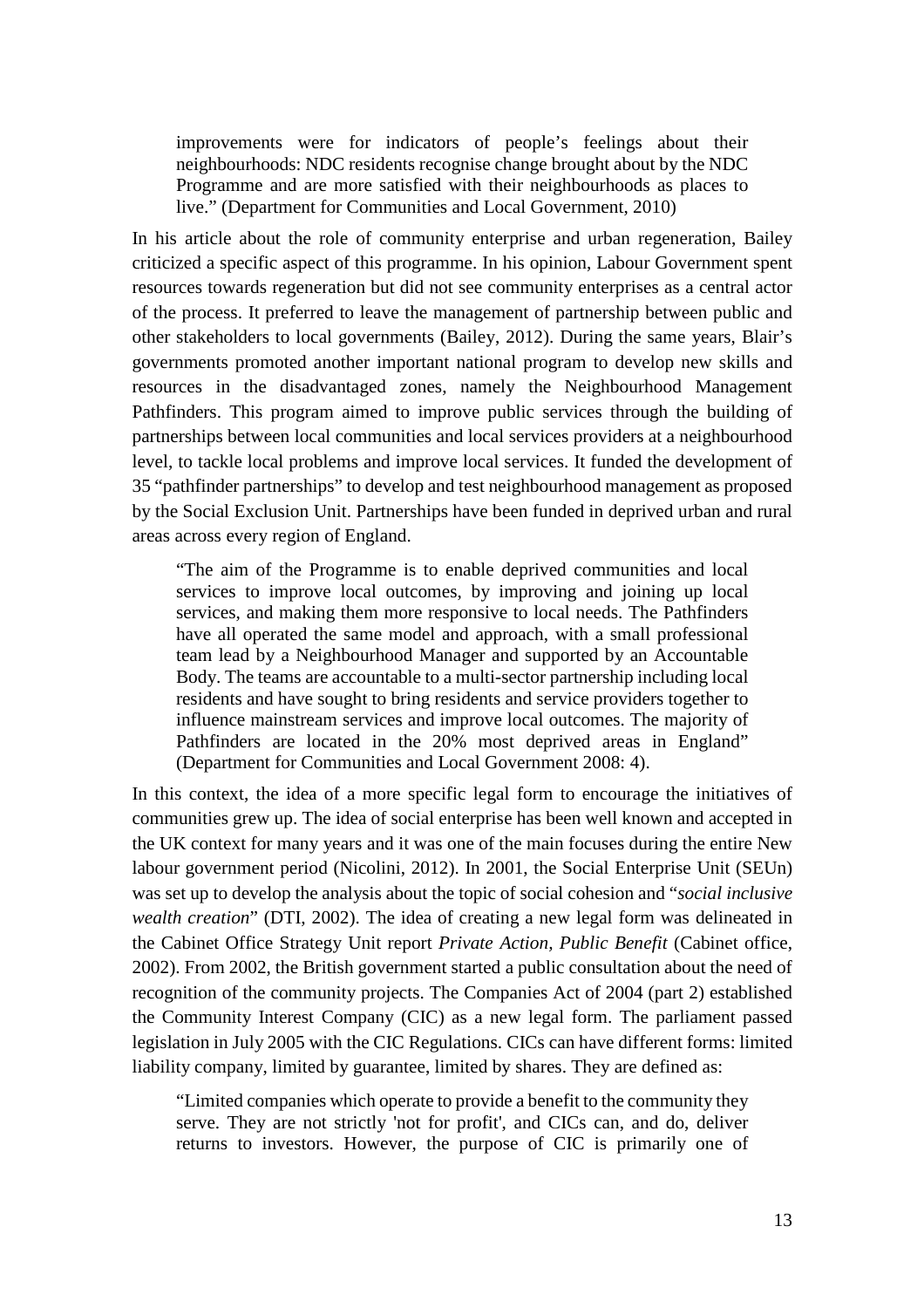> improvements were for indicators of people's feelings about their neighbourhoods: NDC residents recognise change brought about by the NDC Programme and are more satisfied with their neighbourhoods as places to live." (Department for Communities and Local Government, 2010)

In his article about the role of community enterprise and urban regeneration, Bailey criticized a specific aspect of this programme. In his opinion, Labour Government spent resources towards regeneration but did not see community enterprises as a central actor of the process. It preferred to leave the management of partnership between public and other stakeholders to local governments (Bailey, 2012). During the same years, Blair's governments promoted another important national program to develop new skills and resources in the disadvantaged zones, namely the Neighbourhood Management Pathfinders. This program aimed to improve public services through the building of partnerships between local communities and local services providers at a neighbourhood level, to tackle local problems and improve local services. It funded the development of 35 "pathfinder partnerships" to develop and test neighbourhood management as proposed by the Social Exclusion Unit. Partnerships have been funded in deprived urban and rural areas across every region of England.

> "The aim of the Programme is to enable deprived communities and local services to improve local outcomes, by improving and joining up local services, and making them more responsive to local needs. The Pathfinders have all operated the same model and approach, with a small professional team lead by a Neighbourhood Manager and supported by an Accountable Body. The teams are accountable to a multi-sector partnership including local residents and have sought to bring residents and service providers together to influence mainstream services and improve local outcomes. The majority of Pathfinders are located in the 20% most deprived areas in England" (Department for Communities and Local Government 2008: 4).

In this context, the idea of a more specific legal form to encourage the initiatives of communities grew up. The idea of social enterprise has been well known and accepted in the UK context for many years and it was one of the main focuses during the entire New labour government period (Nicolini, 2012). In 2001, the Social Enterprise Unit (SEUn) was set up to develop the analysis about the topic of social cohesion and "*social inclusive wealth creation*" (DTI, 2002). The idea of creating a new legal form was delineated in the Cabinet Office Strategy Unit report *Private Action, Public Benefit* (Cabinet office, 2002). From 2002, the British government started a public consultation about the need of recognition of the community projects. The Companies Act of 2004 (part 2) established the Community Interest Company (CIC) as a new legal form. The parliament passed legislation in July 2005 with the CIC Regulations. CICs can have different forms: limited liability company, limited by guarantee, limited by shares. They are defined as:

> "Limited companies which operate to provide a benefit to the community they serve. They are not strictly 'not for profit', and CICs can, and do, deliver returns to investors. However, the purpose of CIC is primarily one of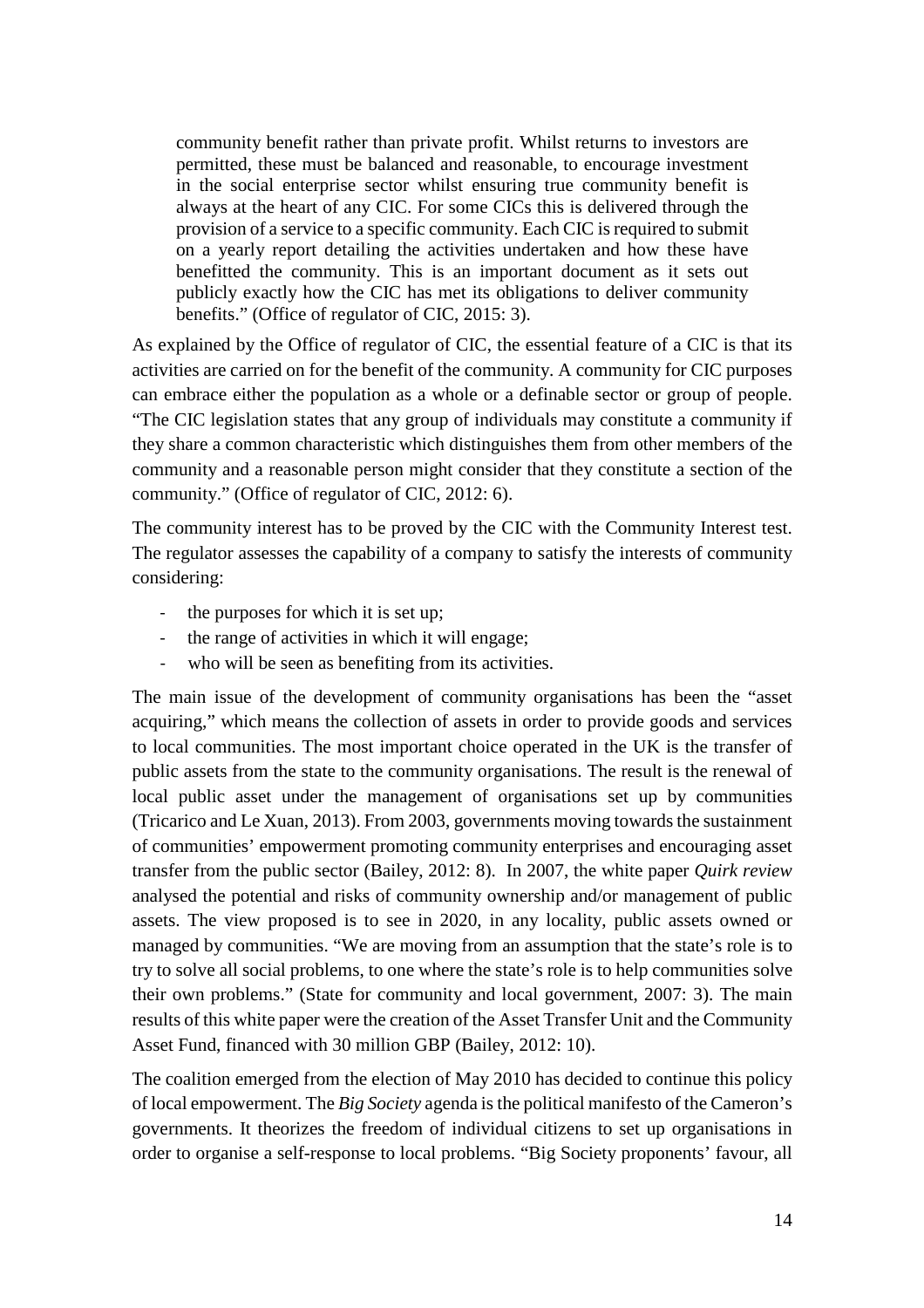> community benefit rather than private profit. Whilst returns to investors are permitted, these must be balanced and reasonable, to encourage investment in the social enterprise sector whilst ensuring true community benefit is always at the heart of any CIC. For some CICs this is delivered through the provision of a service to a specific community. Each CIC is required to submit on a yearly report detailing the activities undertaken and how these have benefitted the community. This is an important document as it sets out publicly exactly how the CIC has met its obligations to deliver community benefits." (Office of regulator of CIC, 2015: 3).

As explained by the Office of regulator of CIC, the essential feature of a CIC is that its activities are carried on for the benefit of the community. A community for CIC purposes can embrace either the population as a whole or a definable sector or group of people. "The CIC legislation states that any group of individuals may constitute a community if they share a common characteristic which distinguishes them from other members of the community and a reasonable person might consider that they constitute a section of the community." (Office of regulator of CIC, 2012: 6).

The community interest has to be proved by the CIC with the Community Interest test. The regulator assesses the capability of a company to satisfy the interests of community considering:

- the purposes for which it is set up;
- the range of activities in which it will engage;
- who will be seen as benefiting from its activities.

The main issue of the development of community organisations has been the "asset acquiring," which means the collection of assets in order to provide goods and services to local communities. The most important choice operated in the UK is the transfer of public assets from the state to the community organisations. The result is the renewal of local public asset under the management of organisations set up by communities (Tricarico and Le Xuan, 2013). From 2003, governments moving towards the sustainment of communities' empowerment promoting community enterprises and encouraging asset transfer from the public sector (Bailey, 2012: 8). In 2007, the white paper *Quirk review* analysed the potential and risks of community ownership and/or management of public assets. The view proposed is to see in 2020, in any locality, public assets owned or managed by communities. "We are moving from an assumption that the state's role is to try to solve all social problems, to one where the state's role is to help communities solve their own problems." (State for community and local government, 2007: 3). The main results of this white paper were the creation of the Asset Transfer Unit and the Community Asset Fund, financed with 30 million GBP (Bailey, 2012: 10).

The coalition emerged from the election of May 2010 has decided to continue this policy of local empowerment. The *Big Society* agenda is the political manifesto of the Cameron's governments. It theorizes the freedom of individual citizens to set up organisations in order to organise a self-response to local problems. "Big Society proponents' favour, all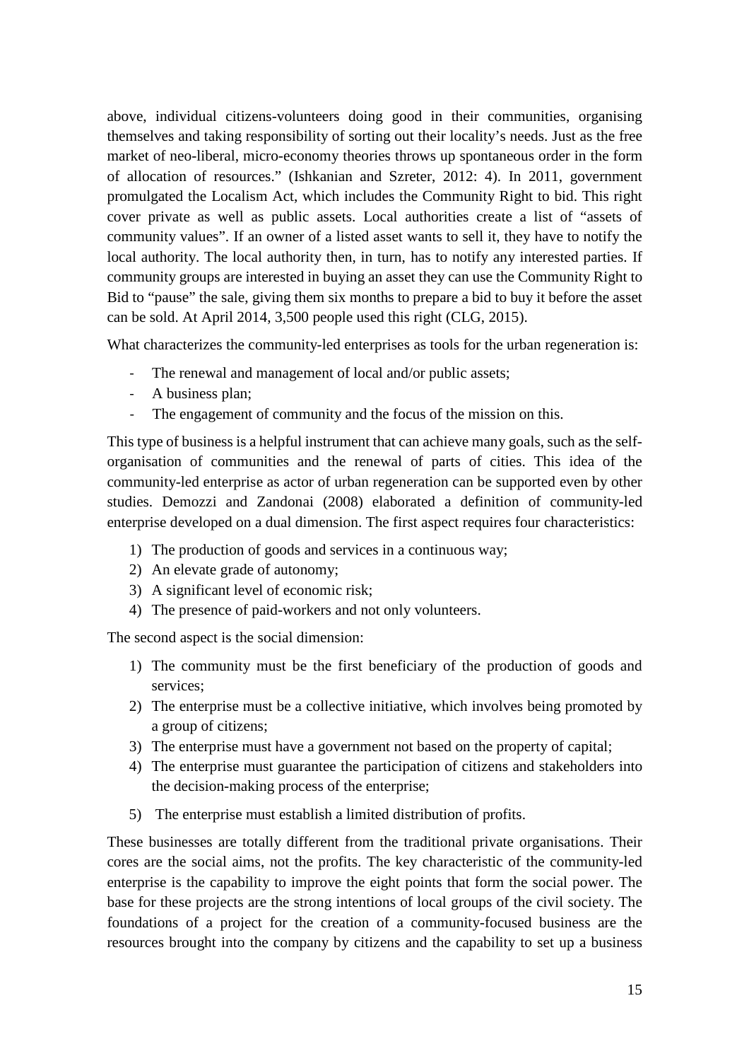above, individual citizens-volunteers doing good in their communities, organising themselves and taking responsibility of sorting out their locality's needs. Just as the free market of neo-liberal, micro-economy theories throws up spontaneous order in the form of allocation of resources." (Ishkanian and Szreter, 2012: 4). In 2011, government promulgated the Localism Act, which includes the Community Right to bid. This right cover private as well as public assets. Local authorities create a list of "assets of community values". If an owner of a listed asset wants to sell it, they have to notify the local authority. The local authority then, in turn, has to notify any interested parties. If community groups are interested in buying an asset they can use the Community Right to Bid to "pause" the sale, giving them six months to prepare a bid to buy it before the asset can be sold. At April 2014, 3,500 people used this right (CLG, 2015).

What characterizes the community-led enterprises as tools for the urban regeneration is:

- The renewal and management of local and/or public assets;
- A business plan;
- The engagement of community and the focus of the mission on this.

This type of business is a helpful instrument that can achieve many goals, such as the self-organisation of communities and the renewal of parts of cities. This idea of the community-led enterprise as actor of urban regeneration can be supported even by other studies. Demozzi and Zandonai (2008) elaborated a definition of community-led enterprise developed on a dual dimension. The first aspect requires four characteristics:

1) The production of goods and services in a continuous way;
2) An elevate grade of autonomy;
3) A significant level of economic risk;
4) The presence of paid-workers and not only volunteers.

The second aspect is the social dimension:

1) The community must be the first beneficiary of the production of goods and services;
2) The enterprise must be a collective initiative, which involves being promoted by a group of citizens;
3) The enterprise must have a government not based on the property of capital;
4) The enterprise must guarantee the participation of citizens and stakeholders into the decision-making process of the enterprise;
5) The enterprise must establish a limited distribution of profits.

These businesses are totally different from the traditional private organisations. Their cores are the social aims, not the profits. The key characteristic of the community-led enterprise is the capability to improve the eight points that form the social power. The base for these projects are the strong intentions of local groups of the civil society. The foundations of a project for the creation of a community-focused business are the resources brought into the company by citizens and the capability to set up a business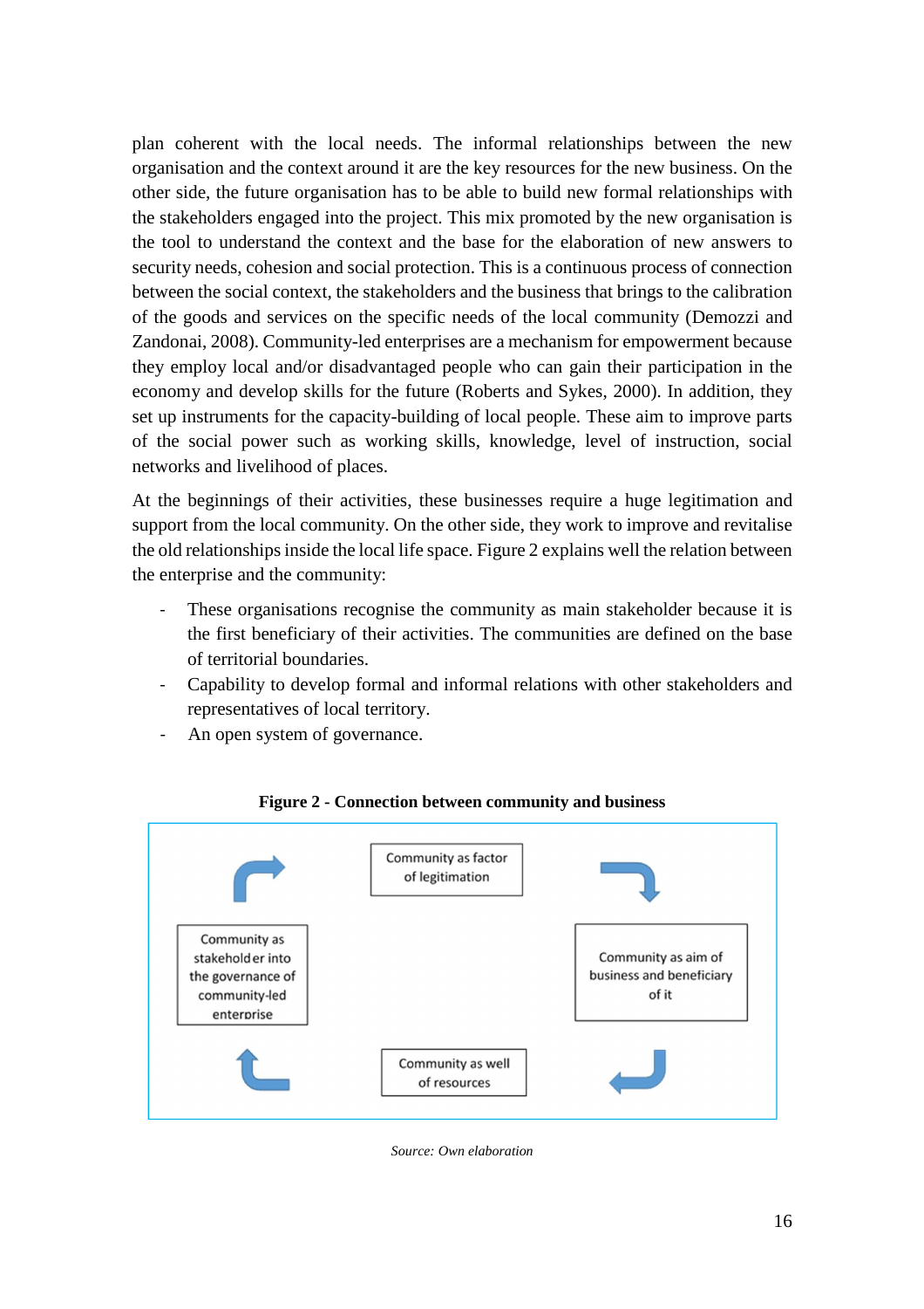plan coherent with the local needs. The informal relationships between the new organisation and the context around it are the key resources for the new business. On the other side, the future organisation has to be able to build new formal relationships with the stakeholders engaged into the project. This mix promoted by the new organisation is the tool to understand the context and the base for the elaboration of new answers to security needs, cohesion and social protection. This is a continuous process of connection between the social context, the stakeholders and the business that brings to the calibration of the goods and services on the specific needs of the local community (Demozzi and Zandonai, 2008). Community-led enterprises are a mechanism for empowerment because they employ local and/or disadvantaged people who can gain their participation in the economy and develop skills for the future (Roberts and Sykes, 2000). In addition, they set up instruments for the capacity-building of local people. These aim to improve parts of the social power such as working skills, knowledge, level of instruction, social networks and livelihood of places.

At the beginnings of their activities, these businesses require a huge legitimation and support from the local community. On the other side, they work to improve and revitalise the old relationships inside the local life space. Figure 2 explains well the relation between the enterprise and the community:

- These organisations recognise the community as main stakeholder because it is the first beneficiary of their activities. The communities are defined on the base of territorial boundaries.
- Capability to develop formal and informal relations with other stakeholders and representatives of local territory.
- An open system of governance.

**Figure 2 - Connection between community and business**

Community as factor of legitimation → Community as aim of business and beneficiary of it → Community as well of resources → Community as stakeholder into the governance of community-led enterprise → (back to) Community as factor of legitimation

*Source: Own elaboration*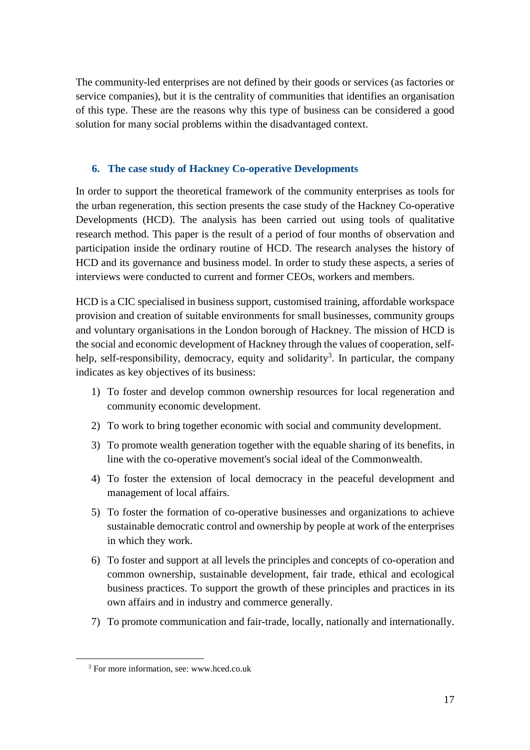The community-led enterprises are not defined by their goods or services (as factories or service companies), but it is the centrality of communities that identifies an organisation of this type. These are the reasons why this type of business can be considered a good solution for many social problems within the disadvantaged context.

## 6. The case study of Hackney Co-operative Developments

In order to support the theoretical framework of the community enterprises as tools for the urban regeneration, this section presents the case study of the Hackney Co-operative Developments (HCD). The analysis has been carried out using tools of qualitative research method. This paper is the result of a period of four months of observation and participation inside the ordinary routine of HCD. The research analyses the history of HCD and its governance and business model. In order to study these aspects, a series of interviews were conducted to current and former CEOs, workers and members.

HCD is a CIC specialised in business support, customised training, affordable workspace provision and creation of suitable environments for small businesses, community groups and voluntary organisations in the London borough of Hackney. The mission of HCD is the social and economic development of Hackney through the values of cooperation, self-help, self-responsibility, democracy, equity and solidarity[3]. In particular, the company indicates as key objectives of its business:

1) To foster and develop common ownership resources for local regeneration and community economic development.
2) To work to bring together economic with social and community development.
3) To promote wealth generation together with the equable sharing of its benefits, in line with the co-operative movement's social ideal of the Commonwealth.
4) To foster the extension of local democracy in the peaceful development and management of local affairs.
5) To foster the formation of co-operative businesses and organizations to achieve sustainable democratic control and ownership by people at work of the enterprises in which they work.
6) To foster and support at all levels the principles and concepts of co-operation and common ownership, sustainable development, fair trade, ethical and ecological business practices. To support the growth of these principles and practices in its own affairs and in industry and commerce generally.
7) To promote communication and fair-trade, locally, nationally and internationally.

[3] For more information, see: www.hced.co.uk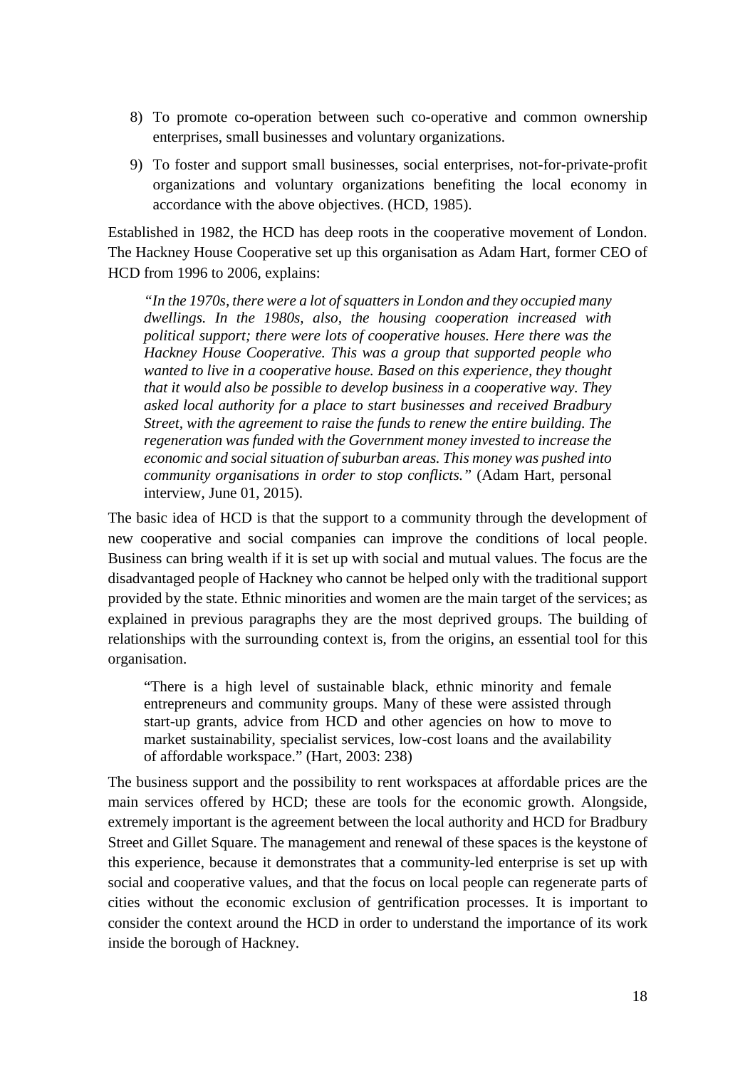8) To promote co-operation between such co-operative and common ownership enterprises, small businesses and voluntary organizations.

9) To foster and support small businesses, social enterprises, not-for-private-profit organizations and voluntary organizations benefiting the local economy in accordance with the above objectives. (HCD, 1985).

Established in 1982, the HCD has deep roots in the cooperative movement of London. The Hackney House Cooperative set up this organisation as Adam Hart, former CEO of HCD from 1996 to 2006, explains:

> *"In the 1970s, there were a lot of squatters in London and they occupied many dwellings. In the 1980s, also, the housing cooperation increased with political support; there were lots of cooperative houses. Here there was the Hackney House Cooperative. This was a group that supported people who wanted to live in a cooperative house. Based on this experience, they thought that it would also be possible to develop business in a cooperative way. They asked local authority for a place to start businesses and received Bradbury Street, with the agreement to raise the funds to renew the entire building. The regeneration was funded with the Government money invested to increase the economic and social situation of suburban areas. This money was pushed into community organisations in order to stop conflicts."* (Adam Hart, personal interview, June 01, 2015).

The basic idea of HCD is that the support to a community through the development of new cooperative and social companies can improve the conditions of local people. Business can bring wealth if it is set up with social and mutual values. The focus are the disadvantaged people of Hackney who cannot be helped only with the traditional support provided by the state. Ethnic minorities and women are the main target of the services; as explained in previous paragraphs they are the most deprived groups. The building of relationships with the surrounding context is, from the origins, an essential tool for this organisation.

> "There is a high level of sustainable black, ethnic minority and female entrepreneurs and community groups. Many of these were assisted through start-up grants, advice from HCD and other agencies on how to move to market sustainability, specialist services, low-cost loans and the availability of affordable workspace." (Hart, 2003: 238)

The business support and the possibility to rent workspaces at affordable prices are the main services offered by HCD; these are tools for the economic growth. Alongside, extremely important is the agreement between the local authority and HCD for Bradbury Street and Gillet Square. The management and renewal of these spaces is the keystone of this experience, because it demonstrates that a community-led enterprise is set up with social and cooperative values, and that the focus on local people can regenerate parts of cities without the economic exclusion of gentrification processes. It is important to consider the context around the HCD in order to understand the importance of its work inside the borough of Hackney.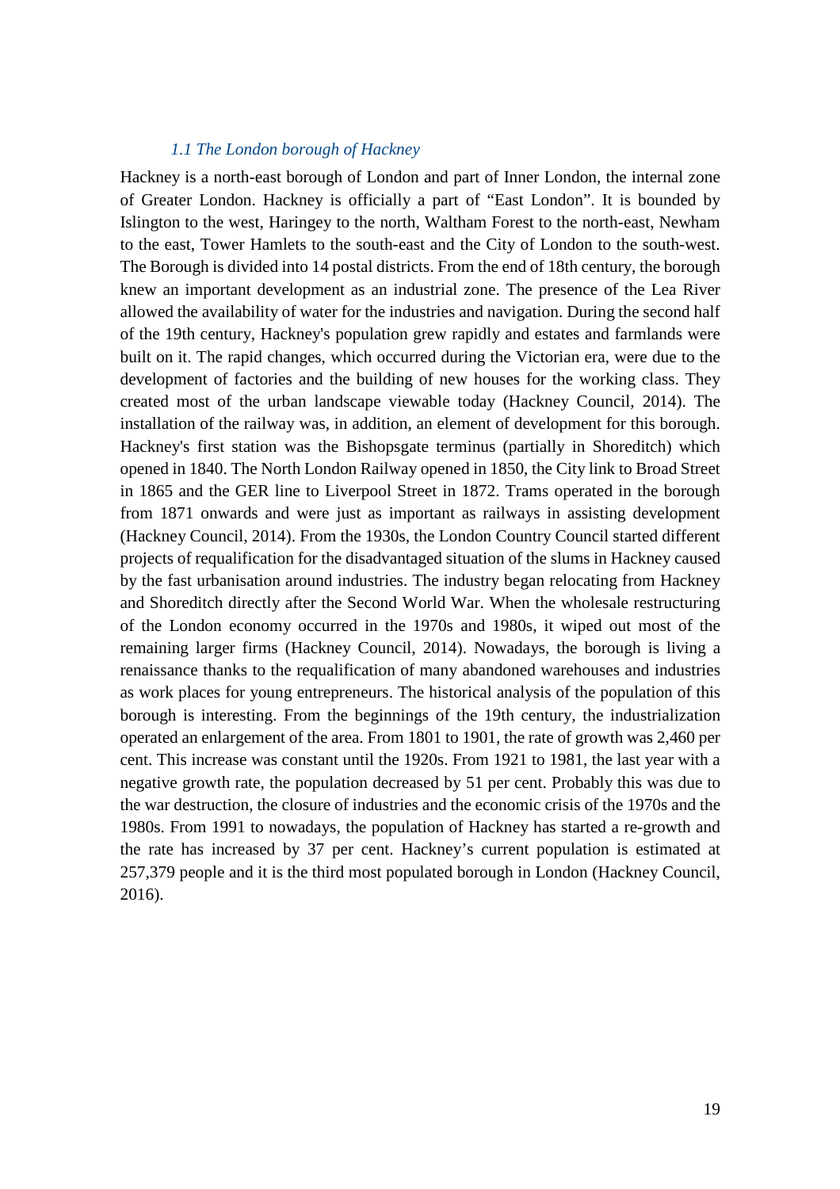### *1.1 The London borough of Hackney*

Hackney is a north-east borough of London and part of Inner London, the internal zone of Greater London. Hackney is officially a part of "East London". It is bounded by Islington to the west, Haringey to the north, Waltham Forest to the north-east, Newham to the east, Tower Hamlets to the south-east and the City of London to the south-west. The Borough is divided into 14 postal districts. From the end of 18th century, the borough knew an important development as an industrial zone. The presence of the Lea River allowed the availability of water for the industries and navigation. During the second half of the 19th century, Hackney's population grew rapidly and estates and farmlands were built on it. The rapid changes, which occurred during the Victorian era, were due to the development of factories and the building of new houses for the working class. They created most of the urban landscape viewable today (Hackney Council, 2014). The installation of the railway was, in addition, an element of development for this borough. Hackney's first station was the Bishopsgate terminus (partially in Shoreditch) which opened in 1840. The North London Railway opened in 1850, the City link to Broad Street in 1865 and the GER line to Liverpool Street in 1872. Trams operated in the borough from 1871 onwards and were just as important as railways in assisting development (Hackney Council, 2014). From the 1930s, the London Country Council started different projects of requalification for the disadvantaged situation of the slums in Hackney caused by the fast urbanisation around industries. The industry began relocating from Hackney and Shoreditch directly after the Second World War. When the wholesale restructuring of the London economy occurred in the 1970s and 1980s, it wiped out most of the remaining larger firms (Hackney Council, 2014). Nowadays, the borough is living a renaissance thanks to the requalification of many abandoned warehouses and industries as work places for young entrepreneurs. The historical analysis of the population of this borough is interesting. From the beginnings of the 19th century, the industrialization operated an enlargement of the area. From 1801 to 1901, the rate of growth was 2,460 per cent. This increase was constant until the 1920s. From 1921 to 1981, the last year with a negative growth rate, the population decreased by 51 per cent. Probably this was due to the war destruction, the closure of industries and the economic crisis of the 1970s and the 1980s. From 1991 to nowadays, the population of Hackney has started a re-growth and the rate has increased by 37 per cent. Hackney's current population is estimated at 257,379 people and it is the third most populated borough in London (Hackney Council, 2016).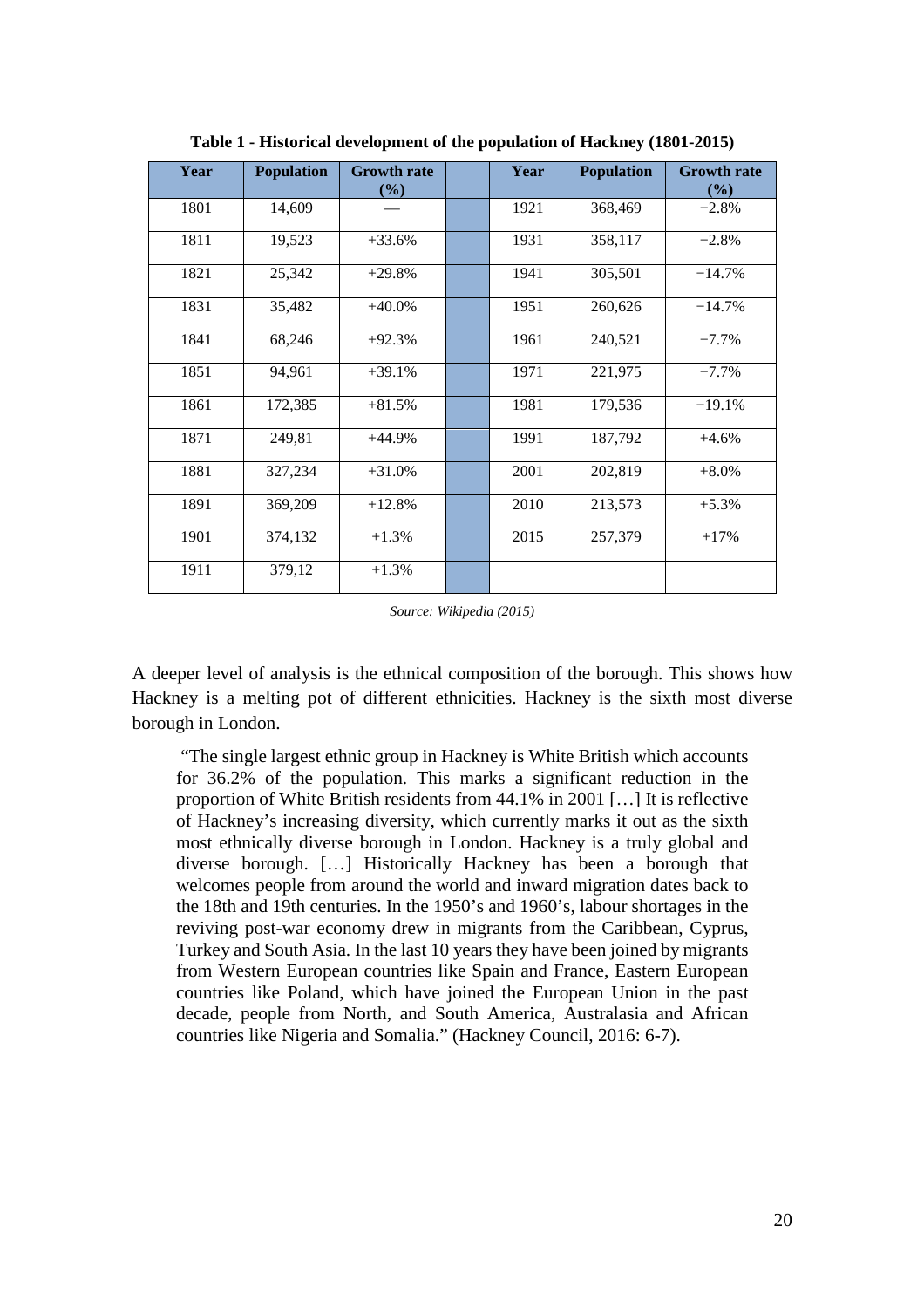**Table 1 - Historical development of the population of Hackney (1801-2015)**

| Year | Population | Growth rate (%) | | Year | Population | Growth rate (%) |
|---|---|---|---|---|---|---|
| 1801 | 14,609 | — | | 1921 | 368,469 | −2.8% |
| 1811 | 19,523 | +33.6% | | 1931 | 358,117 | −2.8% |
| 1821 | 25,342 | +29.8% | | 1941 | 305,501 | −14.7% |
| 1831 | 35,482 | +40.0% | | 1951 | 260,626 | −14.7% |
| 1841 | 68,246 | +92.3% | | 1961 | 240,521 | −7.7% |
| 1851 | 94,961 | +39.1% | | 1971 | 221,975 | −7.7% |
| 1861 | 172,385 | +81.5% | | 1981 | 179,536 | −19.1% |
| 1871 | 249,81 | +44.9% | | 1991 | 187,792 | +4.6% |
| 1881 | 327,234 | +31.0% | | 2001 | 202,819 | +8.0% |
| 1891 | 369,209 | +12.8% | | 2010 | 213,573 | +5.3% |
| 1901 | 374,132 | +1.3% | | 2015 | 257,379 | +17% |
| 1911 | 379,12 | +1.3% | | | | |

*Source: Wikipedia (2015)*

A deeper level of analysis is the ethnical composition of the borough. This shows how Hackney is a melting pot of different ethnicities. Hackney is the sixth most diverse borough in London.

> "The single largest ethnic group in Hackney is White British which accounts for 36.2% of the population. This marks a significant reduction in the proportion of White British residents from 44.1% in 2001 […] It is reflective of Hackney's increasing diversity, which currently marks it out as the sixth most ethnically diverse borough in London. Hackney is a truly global and diverse borough. […] Historically Hackney has been a borough that welcomes people from around the world and inward migration dates back to the 18th and 19th centuries. In the 1950's and 1960's, labour shortages in the reviving post-war economy drew in migrants from the Caribbean, Cyprus, Turkey and South Asia. In the last 10 years they have been joined by migrants from Western European countries like Spain and France, Eastern European countries like Poland, which have joined the European Union in the past decade, people from North, and South America, Australasia and African countries like Nigeria and Somalia." (Hackney Council, 2016: 6-7).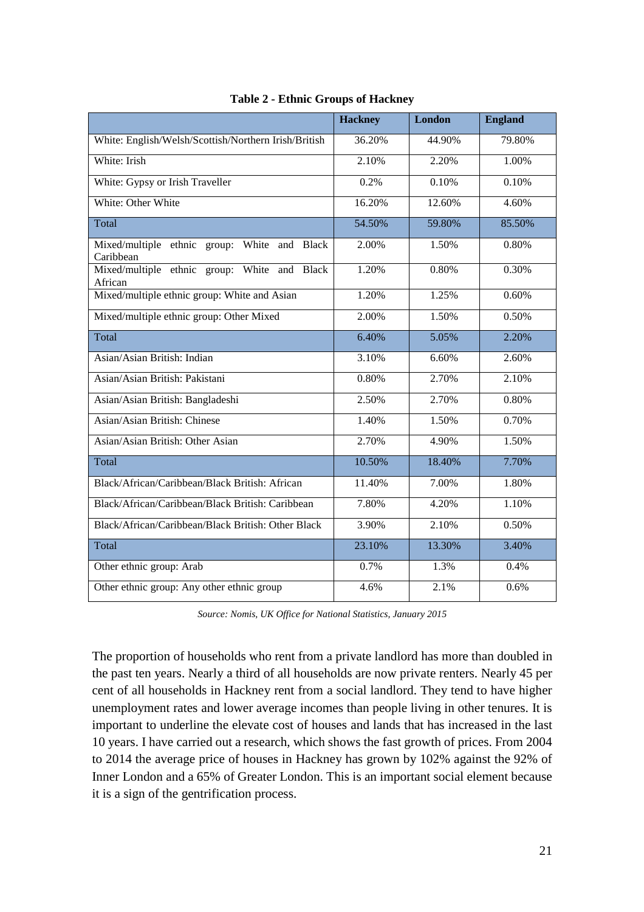**Table 2 - Ethnic Groups of Hackney**

| | Hackney | London | England |
|---|---|---|---|
| White: English/Welsh/Scottish/Northern Irish/British | 36.20% | 44.90% | 79.80% |
| White: Irish | 2.10% | 2.20% | 1.00% |
| White: Gypsy or Irish Traveller | 0.2% | 0.10% | 0.10% |
| White: Other White | 16.20% | 12.60% | 4.60% |
| Total | 54.50% | 59.80% | 85.50% |
| Mixed/multiple ethnic group: White and Black Caribbean | 2.00% | 1.50% | 0.80% |
| Mixed/multiple ethnic group: White and Black African | 1.20% | 0.80% | 0.30% |
| Mixed/multiple ethnic group: White and Asian | 1.20% | 1.25% | 0.60% |
| Mixed/multiple ethnic group: Other Mixed | 2.00% | 1.50% | 0.50% |
| Total | 6.40% | 5.05% | 2.20% |
| Asian/Asian British: Indian | 3.10% | 6.60% | 2.60% |
| Asian/Asian British: Pakistani | 0.80% | 2.70% | 2.10% |
| Asian/Asian British: Bangladeshi | 2.50% | 2.70% | 0.80% |
| Asian/Asian British: Chinese | 1.40% | 1.50% | 0.70% |
| Asian/Asian British: Other Asian | 2.70% | 4.90% | 1.50% |
| Total | 10.50% | 18.40% | 7.70% |
| Black/African/Caribbean/Black British: African | 11.40% | 7.00% | 1.80% |
| Black/African/Caribbean/Black British: Caribbean | 7.80% | 4.20% | 1.10% |
| Black/African/Caribbean/Black British: Other Black | 3.90% | 2.10% | 0.50% |
| Total | 23.10% | 13.30% | 3.40% |
| Other ethnic group: Arab | 0.7% | 1.3% | 0.4% |
| Other ethnic group: Any other ethnic group | 4.6% | 2.1% | 0.6% |

*Source: Nomis, UK Office for National Statistics, January 2015*

The proportion of households who rent from a private landlord has more than doubled in the past ten years. Nearly a third of all households are now private renters. Nearly 45 per cent of all households in Hackney rent from a social landlord. They tend to have higher unemployment rates and lower average incomes than people living in other tenures. It is important to underline the elevate cost of houses and lands that has increased in the last 10 years. I have carried out a research, which shows the fast growth of prices. From 2004 to 2014 the average price of houses in Hackney has grown by 102% against the 92% of Inner London and a 65% of Greater London. This is an important social element because it is a sign of the gentrification process.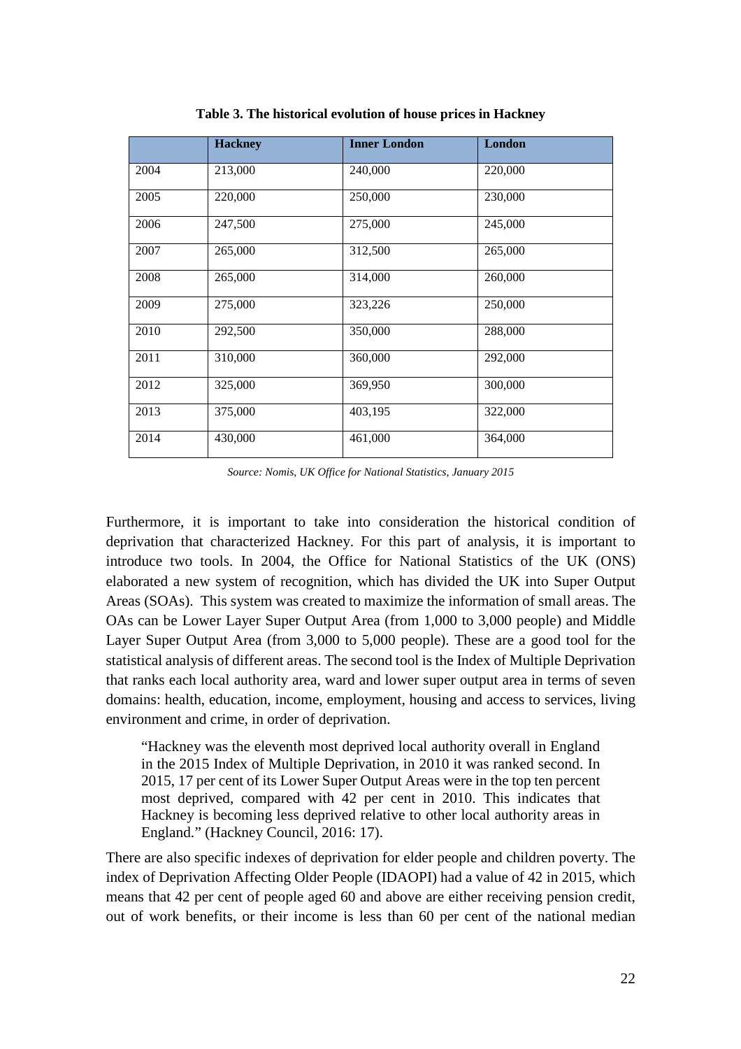**Table 3. The historical evolution of house prices in Hackney**

| | Hackney | Inner London | London |
|---|---|---|---|
| 2004 | 213,000 | 240,000 | 220,000 |
| 2005 | 220,000 | 250,000 | 230,000 |
| 2006 | 247,500 | 275,000 | 245,000 |
| 2007 | 265,000 | 312,500 | 265,000 |
| 2008 | 265,000 | 314,000 | 260,000 |
| 2009 | 275,000 | 323,226 | 250,000 |
| 2010 | 292,500 | 350,000 | 288,000 |
| 2011 | 310,000 | 360,000 | 292,000 |
| 2012 | 325,000 | 369,950 | 300,000 |
| 2013 | 375,000 | 403,195 | 322,000 |
| 2014 | 430,000 | 461,000 | 364,000 |

*Source: Nomis, UK Office for National Statistics, January 2015*

Furthermore, it is important to take into consideration the historical condition of deprivation that characterized Hackney. For this part of analysis, it is important to introduce two tools. In 2004, the Office for National Statistics of the UK (ONS) elaborated a new system of recognition, which has divided the UK into Super Output Areas (SOAs). This system was created to maximize the information of small areas. The OAs can be Lower Layer Super Output Area (from 1,000 to 3,000 people) and Middle Layer Super Output Area (from 3,000 to 5,000 people). These are a good tool for the statistical analysis of different areas. The second tool is the Index of Multiple Deprivation that ranks each local authority area, ward and lower super output area in terms of seven domains: health, education, income, employment, housing and access to services, living environment and crime, in order of deprivation.

> "Hackney was the eleventh most deprived local authority overall in England in the 2015 Index of Multiple Deprivation, in 2010 it was ranked second. In 2015, 17 per cent of its Lower Super Output Areas were in the top ten percent most deprived, compared with 42 per cent in 2010. This indicates that Hackney is becoming less deprived relative to other local authority areas in England." (Hackney Council, 2016: 17).

There are also specific indexes of deprivation for elder people and children poverty. The index of Deprivation Affecting Older People (IDAOPI) had a value of 42 in 2015, which means that 42 per cent of people aged 60 and above are either receiving pension credit, out of work benefits, or their income is less than 60 per cent of the national median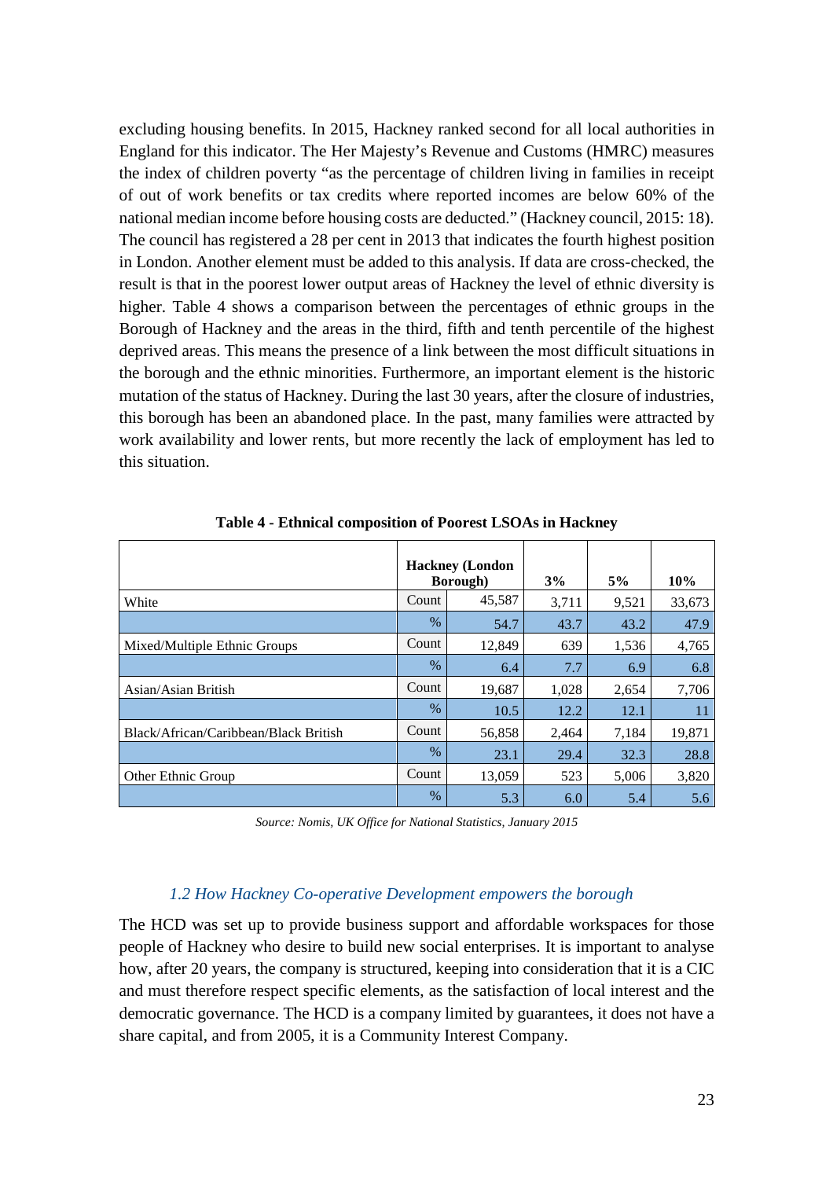excluding housing benefits. In 2015, Hackney ranked second for all local authorities in England for this indicator. The Her Majesty's Revenue and Customs (HMRC) measures the index of children poverty "as the percentage of children living in families in receipt of out of work benefits or tax credits where reported incomes are below 60% of the national median income before housing costs are deducted." (Hackney council, 2015: 18). The council has registered a 28 per cent in 2013 that indicates the fourth highest position in London. Another element must be added to this analysis. If data are cross-checked, the result is that in the poorest lower output areas of Hackney the level of ethnic diversity is higher. Table 4 shows a comparison between the percentages of ethnic groups in the Borough of Hackney and the areas in the third, fifth and tenth percentile of the highest deprived areas. This means the presence of a link between the most difficult situations in the borough and the ethnic minorities. Furthermore, an important element is the historic mutation of the status of Hackney. During the last 30 years, after the closure of industries, this borough has been an abandoned place. In the past, many families were attracted by work availability and lower rents, but more recently the lack of employment has led to this situation.

**Table 4 - Ethnical composition of Poorest LSOAs in Hackney**

| | | Hackney (London Borough) | 3% | 5% | 10% |
|---|---|---|---|---|---|
| White | Count | 45,587 | 3,711 | 9,521 | 33,673 |
| | % | 54.7 | 43.7 | 43.2 | 47.9 |
| Mixed/Multiple Ethnic Groups | Count | 12,849 | 639 | 1,536 | 4,765 |
| | % | 6.4 | 7.7 | 6.9 | 6.8 |
| Asian/Asian British | Count | 19,687 | 1,028 | 2,654 | 7,706 |
| | % | 10.5 | 12.2 | 12.1 | 11 |
| Black/African/Caribbean/Black British | Count | 56,858 | 2,464 | 7,184 | 19,871 |
| | % | 23.1 | 29.4 | 32.3 | 28.8 |
| Other Ethnic Group | Count | 13,059 | 523 | 5,006 | 3,820 |
| | % | 5.3 | 6.0 | 5.4 | 5.6 |

*Source: Nomis, UK Office for National Statistics, January 2015*

### *1.2 How Hackney Co-operative Development empowers the borough*

The HCD was set up to provide business support and affordable workspaces for those people of Hackney who desire to build new social enterprises. It is important to analyse how, after 20 years, the company is structured, keeping into consideration that it is a CIC and must therefore respect specific elements, as the satisfaction of local interest and the democratic governance. The HCD is a company limited by guarantees, it does not have a share capital, and from 2005, it is a Community Interest Company.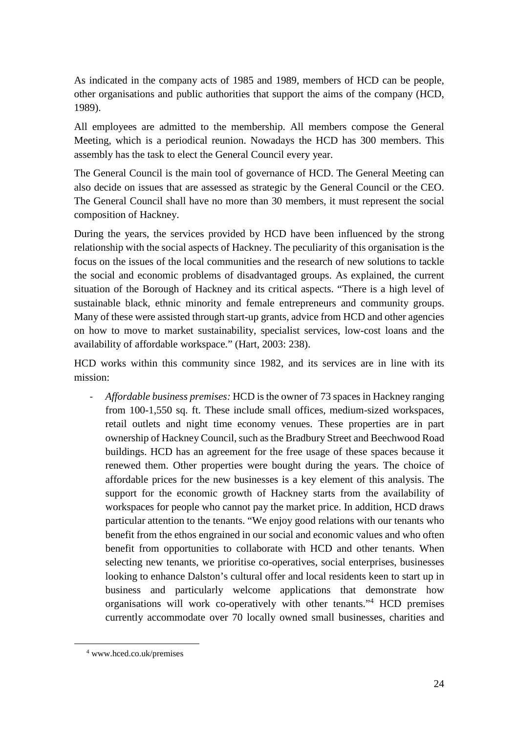As indicated in the company acts of 1985 and 1989, members of HCD can be people, other organisations and public authorities that support the aims of the company (HCD, 1989).

All employees are admitted to the membership. All members compose the General Meeting, which is a periodical reunion. Nowadays the HCD has 300 members. This assembly has the task to elect the General Council every year.

The General Council is the main tool of governance of HCD. The General Meeting can also decide on issues that are assessed as strategic by the General Council or the CEO. The General Council shall have no more than 30 members, it must represent the social composition of Hackney.

During the years, the services provided by HCD have been influenced by the strong relationship with the social aspects of Hackney. The peculiarity of this organisation is the focus on the issues of the local communities and the research of new solutions to tackle the social and economic problems of disadvantaged groups. As explained, the current situation of the Borough of Hackney and its critical aspects. "There is a high level of sustainable black, ethnic minority and female entrepreneurs and community groups. Many of these were assisted through start-up grants, advice from HCD and other agencies on how to move to market sustainability, specialist services, low-cost loans and the availability of affordable workspace." (Hart, 2003: 238).

HCD works within this community since 1982, and its services are in line with its mission:

- *Affordable business premises:* HCD is the owner of 73 spaces in Hackney ranging from 100-1,550 sq. ft. These include small offices, medium-sized workspaces, retail outlets and night time economy venues. These properties are in part ownership of Hackney Council, such as the Bradbury Street and Beechwood Road buildings. HCD has an agreement for the free usage of these spaces because it renewed them. Other properties were bought during the years. The choice of affordable prices for the new businesses is a key element of this analysis. The support for the economic growth of Hackney starts from the availability of workspaces for people who cannot pay the market price. In addition, HCD draws particular attention to the tenants. "We enjoy good relations with our tenants who benefit from the ethos engrained in our social and economic values and who often benefit from opportunities to collaborate with HCD and other tenants. When selecting new tenants, we prioritise co-operatives, social enterprises, businesses looking to enhance Dalston's cultural offer and local residents keen to start up in business and particularly welcome applications that demonstrate how organisations will work co-operatively with other tenants."[4] HCD premises currently accommodate over 70 locally owned small businesses, charities and

[4] www.hced.co.uk/premises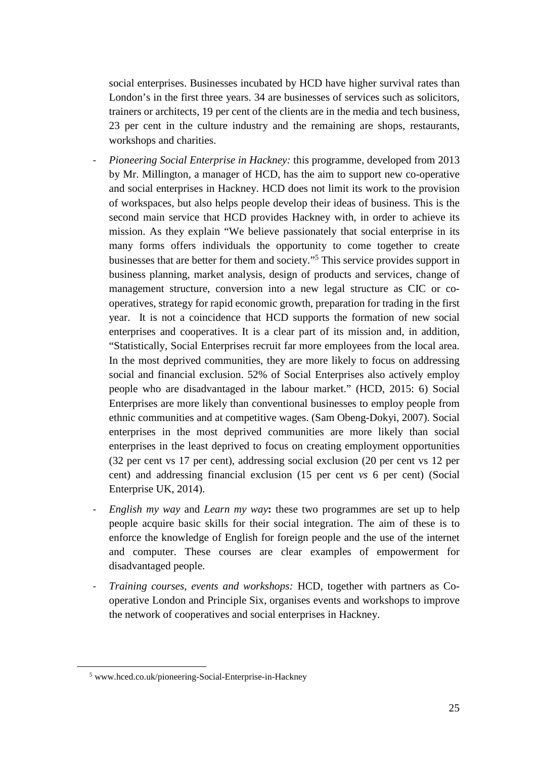social enterprises. Businesses incubated by HCD have higher survival rates than London's in the first three years. 34 are businesses of services such as solicitors, trainers or architects, 19 per cent of the clients are in the media and tech business, 23 per cent in the culture industry and the remaining are shops, restaurants, workshops and charities.

- *Pioneering Social Enterprise in Hackney:* this programme, developed from 2013 by Mr. Millington, a manager of HCD, has the aim to support new co-operative and social enterprises in Hackney. HCD does not limit its work to the provision of workspaces, but also helps people develop their ideas of business. This is the second main service that HCD provides Hackney with, in order to achieve its mission. As they explain "We believe passionately that social enterprise in its many forms offers individuals the opportunity to come together to create businesses that are better for them and society."[5] This service provides support in business planning, market analysis, design of products and services, change of management structure, conversion into a new legal structure as CIC or co-operatives, strategy for rapid economic growth, preparation for trading in the first year. It is not a coincidence that HCD supports the formation of new social enterprises and cooperatives. It is a clear part of its mission and, in addition, "Statistically, Social Enterprises recruit far more employees from the local area. In the most deprived communities, they are more likely to focus on addressing social and financial exclusion. 52% of Social Enterprises also actively employ people who are disadvantaged in the labour market." (HCD, 2015: 6) Social Enterprises are more likely than conventional businesses to employ people from ethnic communities and at competitive wages. (Sam Obeng-Dokyi, 2007). Social enterprises in the most deprived communities are more likely than social enterprises in the least deprived to focus on creating employment opportunities (32 per cent vs 17 per cent), addressing social exclusion (20 per cent vs 12 per cent) and addressing financial exclusion (15 per cent *vs* 6 per cent) (Social Enterprise UK, 2014).
- *English my way* and *Learn my way***:** these two programmes are set up to help people acquire basic skills for their social integration. The aim of these is to enforce the knowledge of English for foreign people and the use of the internet and computer. These courses are clear examples of empowerment for disadvantaged people.
- *Training courses, events and workshops:* HCD, together with partners as Co-operative London and Principle Six, organises events and workshops to improve the network of cooperatives and social enterprises in Hackney.

[5] www.hced.co.uk/pioneering-Social-Enterprise-in-Hackney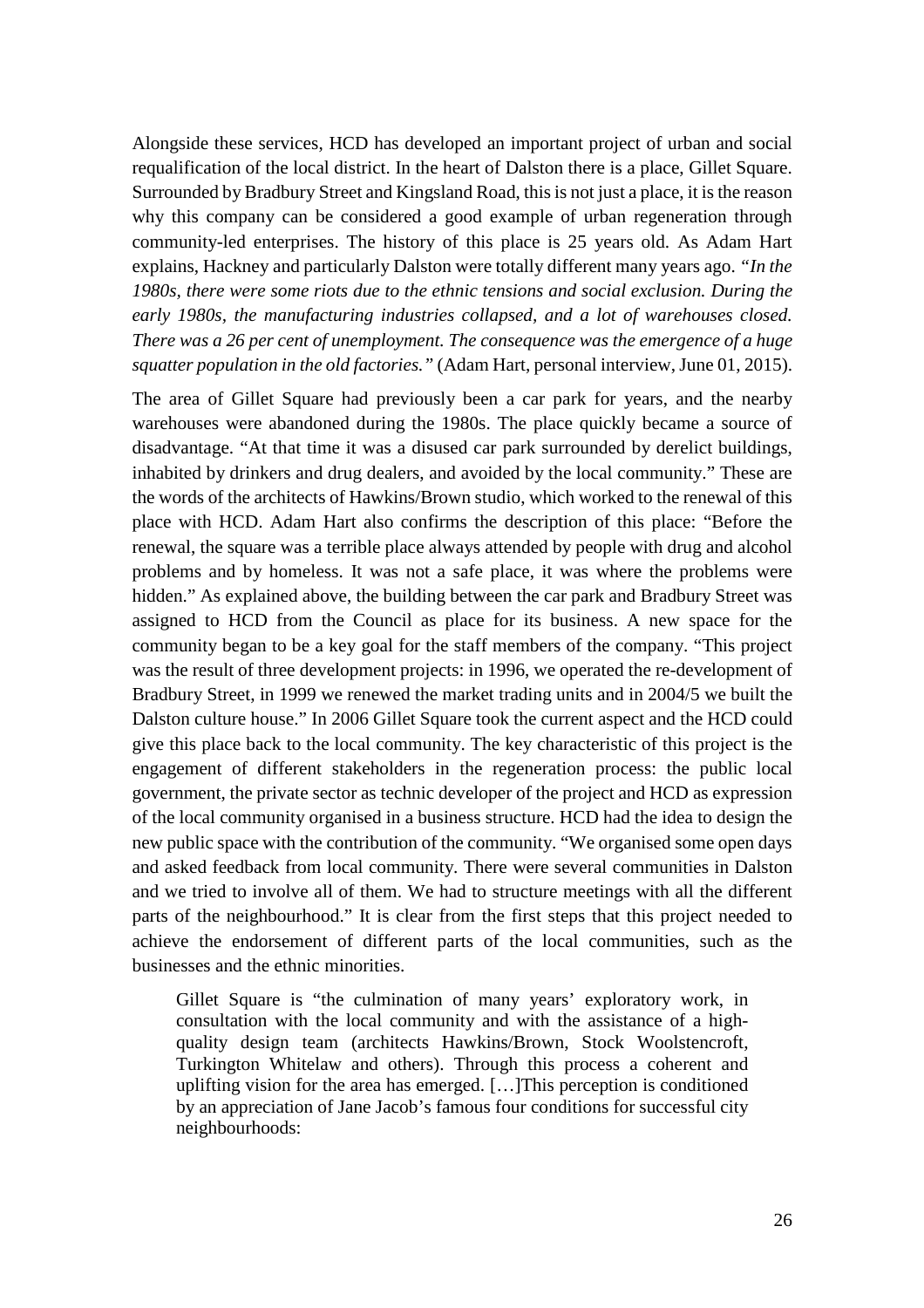Alongside these services, HCD has developed an important project of urban and social requalification of the local district. In the heart of Dalston there is a place, Gillet Square. Surrounded by Bradbury Street and Kingsland Road, this is not just a place, it is the reason why this company can be considered a good example of urban regeneration through community-led enterprises. The history of this place is 25 years old. As Adam Hart explains, Hackney and particularly Dalston were totally different many years ago. *"In the 1980s, there were some riots due to the ethnic tensions and social exclusion. During the early 1980s, the manufacturing industries collapsed, and a lot of warehouses closed. There was a 26 per cent of unemployment. The consequence was the emergence of a huge squatter population in the old factories."* (Adam Hart, personal interview, June 01, 2015).

The area of Gillet Square had previously been a car park for years, and the nearby warehouses were abandoned during the 1980s. The place quickly became a source of disadvantage. "At that time it was a disused car park surrounded by derelict buildings, inhabited by drinkers and drug dealers, and avoided by the local community." These are the words of the architects of Hawkins/Brown studio, which worked to the renewal of this place with HCD. Adam Hart also confirms the description of this place: "Before the renewal, the square was a terrible place always attended by people with drug and alcohol problems and by homeless. It was not a safe place, it was where the problems were hidden." As explained above, the building between the car park and Bradbury Street was assigned to HCD from the Council as place for its business. A new space for the community began to be a key goal for the staff members of the company. "This project was the result of three development projects: in 1996, we operated the re-development of Bradbury Street, in 1999 we renewed the market trading units and in 2004/5 we built the Dalston culture house." In 2006 Gillet Square took the current aspect and the HCD could give this place back to the local community. The key characteristic of this project is the engagement of different stakeholders in the regeneration process: the public local government, the private sector as technic developer of the project and HCD as expression of the local community organised in a business structure. HCD had the idea to design the new public space with the contribution of the community. "We organised some open days and asked feedback from local community. There were several communities in Dalston and we tried to involve all of them. We had to structure meetings with all the different parts of the neighbourhood." It is clear from the first steps that this project needed to achieve the endorsement of different parts of the local communities, such as the businesses and the ethnic minorities.

> Gillet Square is "the culmination of many years' exploratory work, in consultation with the local community and with the assistance of a high-quality design team (architects Hawkins/Brown, Stock Woolstencroft, Turkington Whitelaw and others). Through this process a coherent and uplifting vision for the area has emerged. […]This perception is conditioned by an appreciation of Jane Jacob's famous four conditions for successful city neighbourhoods: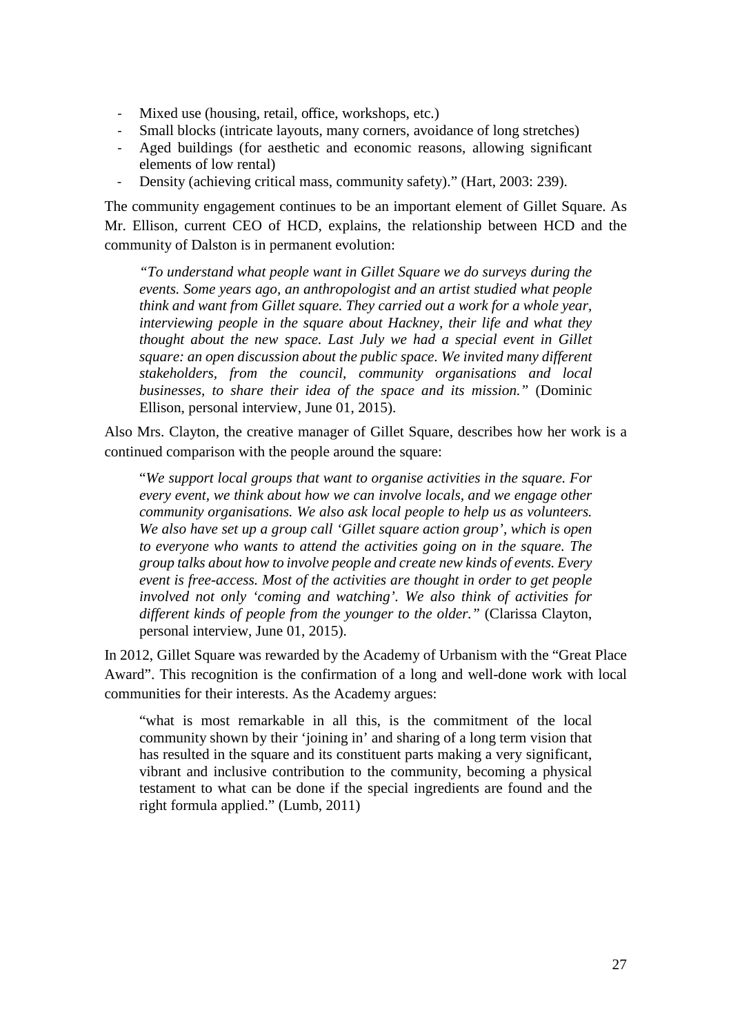- Mixed use (housing, retail, office, workshops, etc.)
- Small blocks (intricate layouts, many corners, avoidance of long stretches)
- Aged buildings (for aesthetic and economic reasons, allowing significant elements of low rental)
- Density (achieving critical mass, community safety)." (Hart, 2003: 239).

The community engagement continues to be an important element of Gillet Square. As Mr. Ellison, current CEO of HCD, explains, the relationship between HCD and the community of Dalston is in permanent evolution:

> *"To understand what people want in Gillet Square we do surveys during the events. Some years ago, an anthropologist and an artist studied what people think and want from Gillet square. They carried out a work for a whole year, interviewing people in the square about Hackney, their life and what they thought about the new space. Last July we had a special event in Gillet square: an open discussion about the public space. We invited many different stakeholders, from the council, community organisations and local businesses, to share their idea of the space and its mission."* (Dominic Ellison, personal interview, June 01, 2015).

Also Mrs. Clayton, the creative manager of Gillet Square, describes how her work is a continued comparison with the people around the square:

> "*We support local groups that want to organise activities in the square. For every event, we think about how we can involve locals, and we engage other community organisations. We also ask local people to help us as volunteers. We also have set up a group call 'Gillet square action group', which is open to everyone who wants to attend the activities going on in the square. The group talks about how to involve people and create new kinds of events. Every event is free-access. Most of the activities are thought in order to get people involved not only 'coming and watching'. We also think of activities for different kinds of people from the younger to the older."* (Clarissa Clayton, personal interview, June 01, 2015).

In 2012, Gillet Square was rewarded by the Academy of Urbanism with the "Great Place Award". This recognition is the confirmation of a long and well-done work with local communities for their interests. As the Academy argues:

> "what is most remarkable in all this, is the commitment of the local community shown by their 'joining in' and sharing of a long term vision that has resulted in the square and its constituent parts making a very significant, vibrant and inclusive contribution to the community, becoming a physical testament to what can be done if the special ingredients are found and the right formula applied." (Lumb, 2011)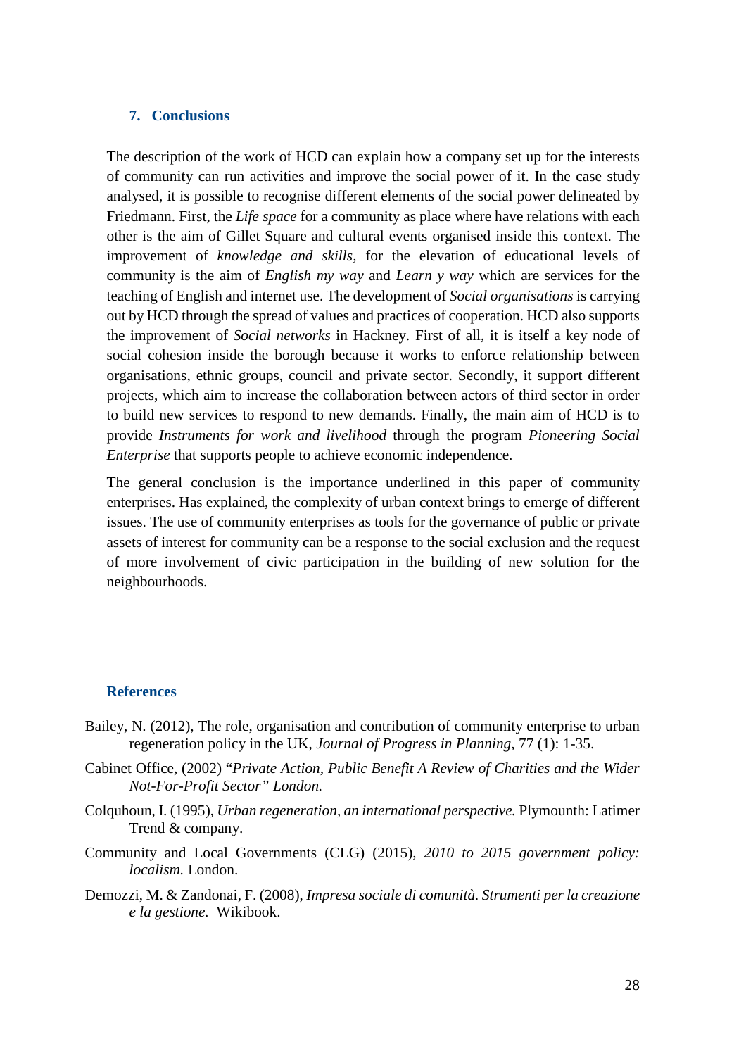## 7. Conclusions

The description of the work of HCD can explain how a company set up for the interests of community can run activities and improve the social power of it. In the case study analysed, it is possible to recognise different elements of the social power delineated by Friedmann. First, the *Life space* for a community as place where have relations with each other is the aim of Gillet Square and cultural events organised inside this context. The improvement of *knowledge and skills*, for the elevation of educational levels of community is the aim of *English my way* and *Learn y way* which are services for the teaching of English and internet use. The development of *Social organisations* is carrying out by HCD through the spread of values and practices of cooperation. HCD also supports the improvement of *Social networks* in Hackney. First of all, it is itself a key node of social cohesion inside the borough because it works to enforce relationship between organisations, ethnic groups, council and private sector. Secondly, it support different projects, which aim to increase the collaboration between actors of third sector in order to build new services to respond to new demands. Finally, the main aim of HCD is to provide *Instruments for work and livelihood* through the program *Pioneering Social Enterprise* that supports people to achieve economic independence.

The general conclusion is the importance underlined in this paper of community enterprises. Has explained, the complexity of urban context brings to emerge of different issues. The use of community enterprises as tools for the governance of public or private assets of interest for community can be a response to the social exclusion and the request of more involvement of civic participation in the building of new solution for the neighbourhoods.

## References

Bailey, N. (2012), The role, organisation and contribution of community enterprise to urban regeneration policy in the UK, *Journal of Progress in Planning*, 77 (1): 1-35.

Cabinet Office, (2002) "*Private Action, Public Benefit A Review of Charities and the Wider Not-For-Profit Sector" London.*

Colquhoun, I. (1995), *Urban regeneration, an international perspective.* Plymounth: Latimer Trend & company.

Community and Local Governments (CLG) (2015), *2010 to 2015 government policy: localism.* London.

Demozzi, M. & Zandonai, F. (2008), *Impresa sociale di comunità. Strumenti per la creazione e la gestione.* Wikibook.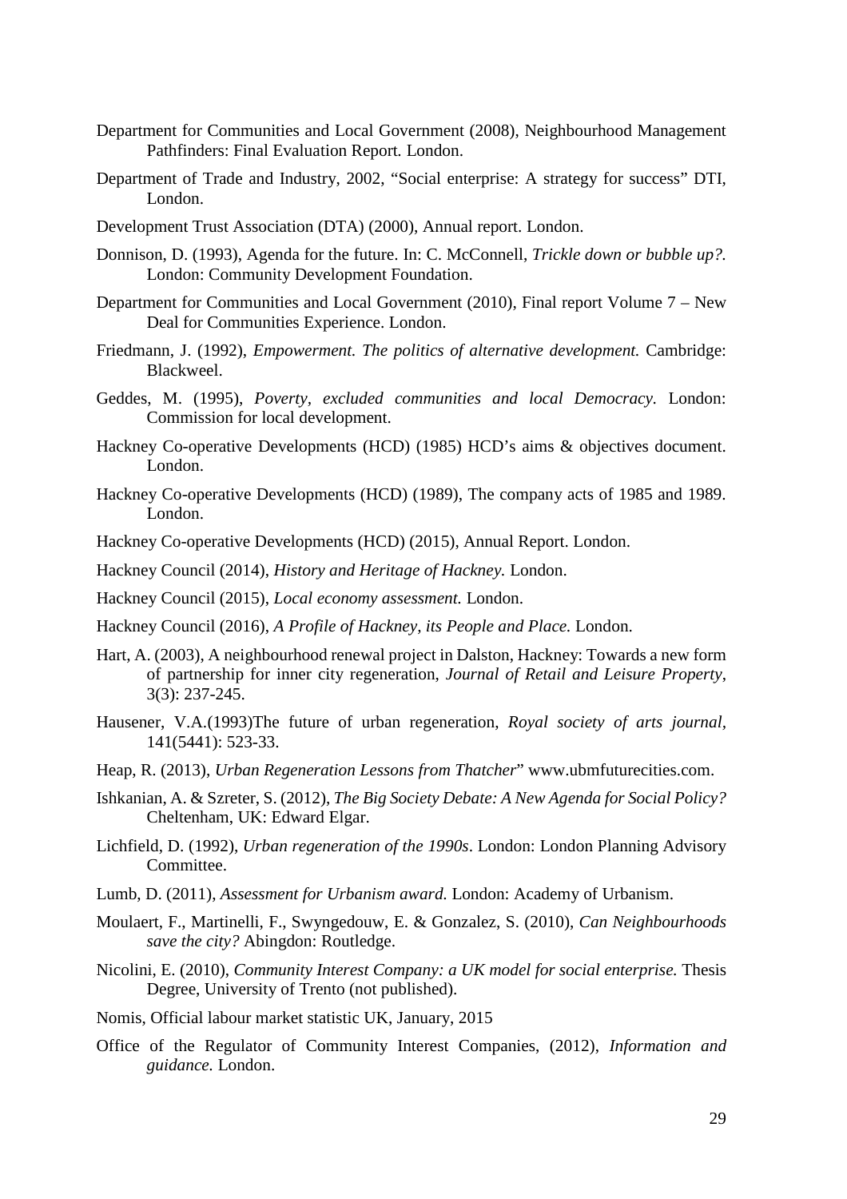Department for Communities and Local Government (2008), Neighbourhood Management Pathfinders: Final Evaluation Report. London.

Department of Trade and Industry, 2002, "Social enterprise: A strategy for success" DTI, London.

Development Trust Association (DTA) (2000), Annual report. London.

Donnison, D. (1993), Agenda for the future. In: C. McConnell, *Trickle down or bubble up?.* London: Community Development Foundation.

Department for Communities and Local Government (2010), Final report Volume 7 – New Deal for Communities Experience. London.

Friedmann, J. (1992), *Empowerment. The politics of alternative development.* Cambridge: Blackweel.

Geddes, M. (1995), *Poverty, excluded communities and local Democracy.* London: Commission for local development.

Hackney Co-operative Developments (HCD) (1985) HCD's aims & objectives document. London.

Hackney Co-operative Developments (HCD) (1989), The company acts of 1985 and 1989. London.

Hackney Co-operative Developments (HCD) (2015), Annual Report. London.

Hackney Council (2014), *History and Heritage of Hackney.* London.

Hackney Council (2015), *Local economy assessment.* London.

Hackney Council (2016), *A Profile of Hackney, its People and Place.* London.

Hart, A. (2003), A neighbourhood renewal project in Dalston, Hackney: Towards a new form of partnership for inner city regeneration, *Journal of Retail and Leisure Property*, 3(3): 237-245.

Hausener, V.A.(1993)The future of urban regeneration, *Royal society of arts journal*, 141(5441): 523-33.

Heap, R. (2013), *Urban Regeneration Lessons from Thatcher*" www.ubmfuturecities.com.

Ishkanian, A. & Szreter, S. (2012), *The Big Society Debate: A New Agenda for Social Policy?* Cheltenham, UK: Edward Elgar.

Lichfield, D. (1992), *Urban regeneration of the 1990s*. London: London Planning Advisory Committee.

Lumb, D. (2011), *Assessment for Urbanism award.* London: Academy of Urbanism.

Moulaert, F., Martinelli, F., Swyngedouw, E. & Gonzalez, S. (2010), *Can Neighbourhoods save the city?* Abingdon: Routledge.

Nicolini, E. (2010), *Community Interest Company: a UK model for social enterprise.* Thesis Degree, University of Trento (not published).

Nomis, Official labour market statistic UK, January, 2015

Office of the Regulator of Community Interest Companies, (2012), *Information and guidance.* London.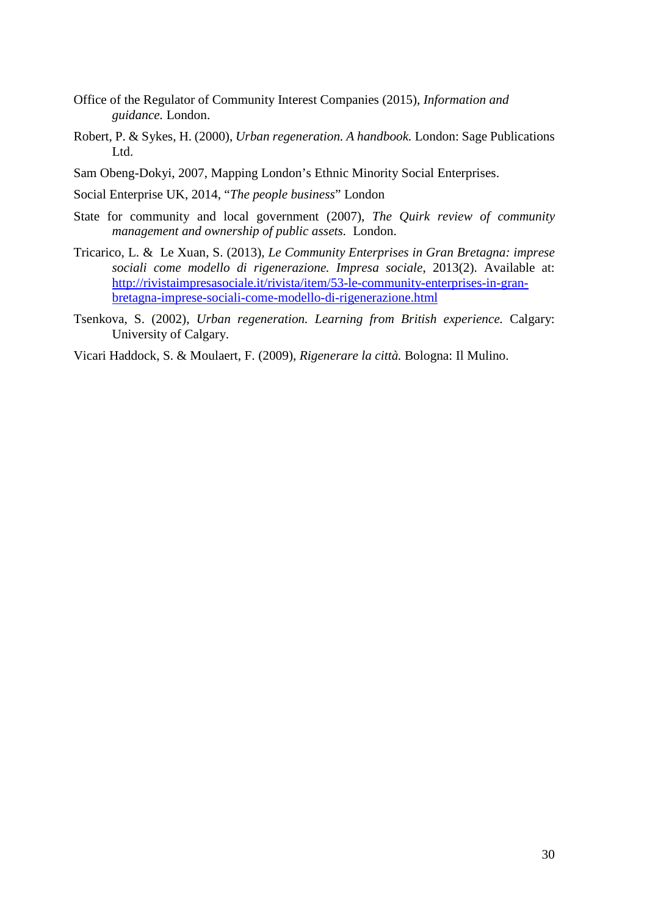Office of the Regulator of Community Interest Companies (2015), *Information and guidance.* London.

Robert, P. & Sykes, H. (2000), *Urban regeneration. A handbook.* London: Sage Publications Ltd.

Sam Obeng-Dokyi, 2007, Mapping London’s Ethnic Minority Social Enterprises.

Social Enterprise UK, 2014, “*The people business*” London

State for community and local government (2007), *The Quirk review of community management and ownership of public assets.* London.

Tricarico, L. & Le Xuan, S. (2013), *Le Community Enterprises in Gran Bretagna: imprese sociali come modello di rigenerazione. Impresa sociale*, 2013(2). Available at: [http://rivistaimpresasociale.it/rivista/item/53-le-community-enterprises-in-gran-bretagna-imprese-sociali-come-modello-di-rigenerazione.html](http://rivistaimpresasociale.it/rivista/item/53-le-community-enterprises-in-gran-bretagna-imprese-sociali-come-modello-di-rigenerazione.html)

Tsenkova, S. (2002), *Urban regeneration. Learning from British experience.* Calgary: University of Calgary.

Vicari Haddock, S. & Moulaert, F. (2009), *Rigenerare la città.* Bologna: Il Mulino.